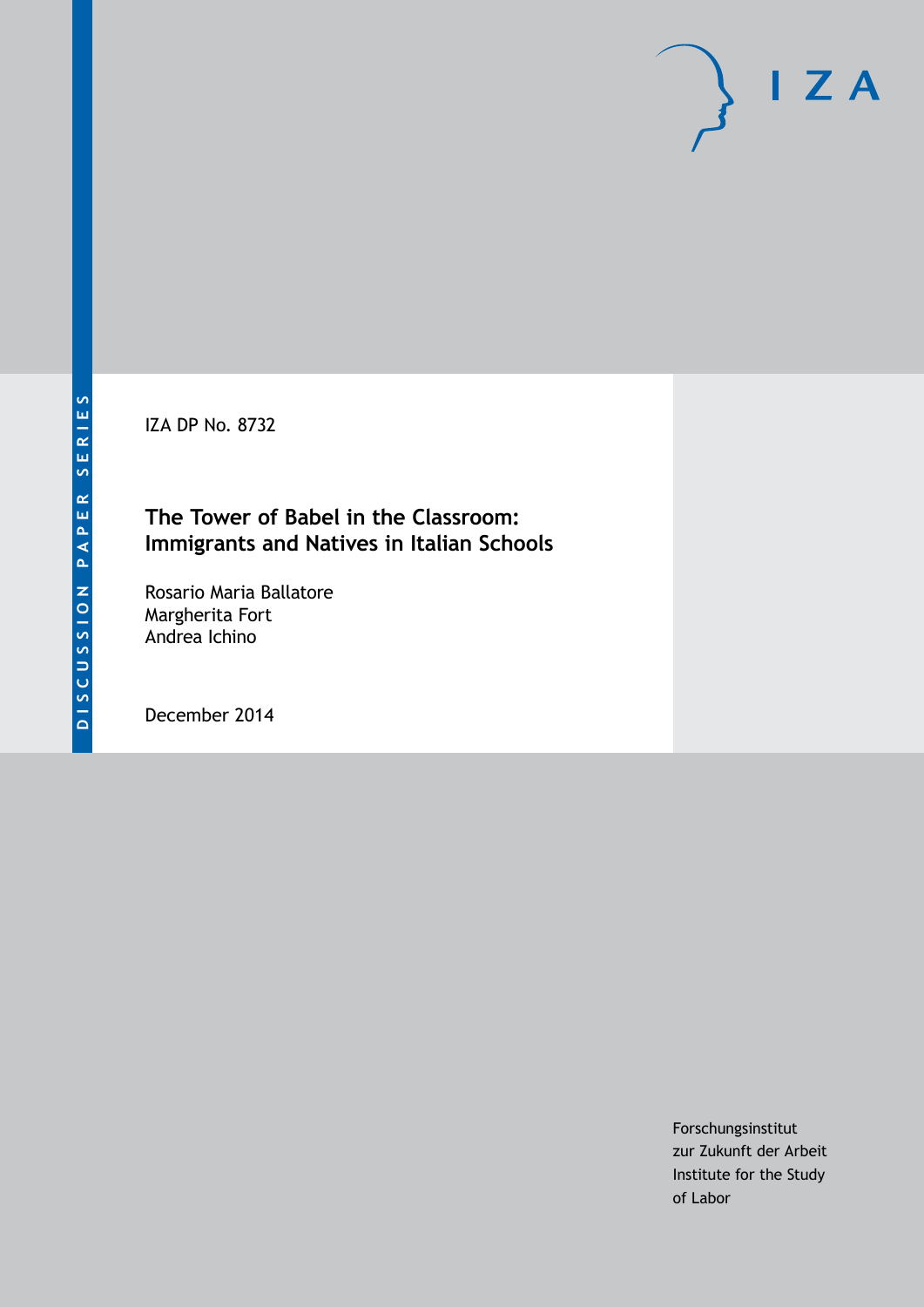DISCUSSION PAPER SERIES

IZA DP No. 8732

# The Tower of Babel in the Classroom: Immigrants and Natives in Italian Schools

Rosario Maria Ballatore
Margherita Fort
Andrea Ichino

December 2014

Forschungsinstitut
zur Zukunft der Arbeit
Institute for the Study
of Labor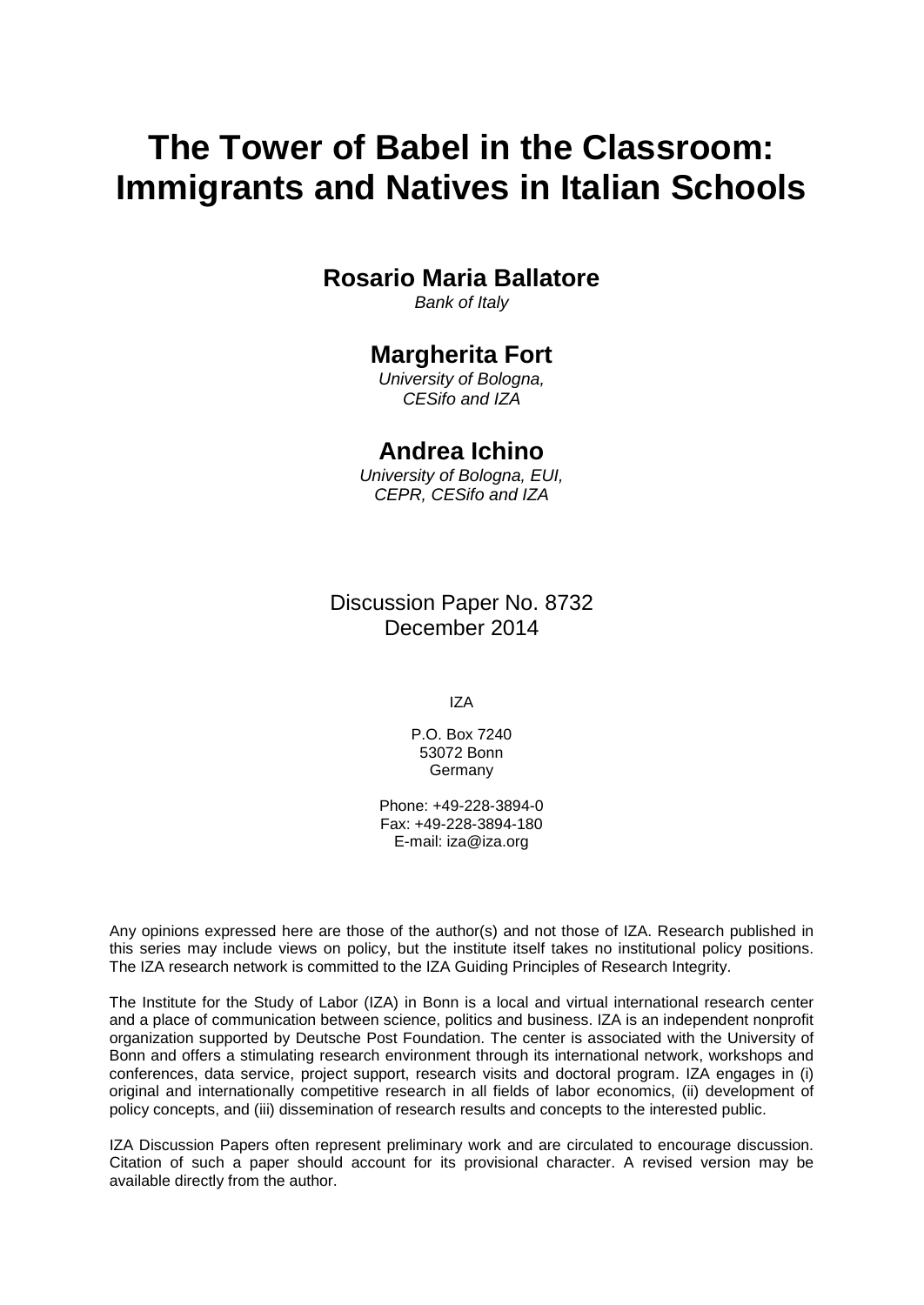# The Tower of Babel in the Classroom: Immigrants and Natives in Italian Schools

**Rosario Maria Ballatore**
*Bank of Italy*

**Margherita Fort**
*University of Bologna, CESifo and IZA*

**Andrea Ichino**
*University of Bologna, EUI, CEPR, CESifo and IZA*

Discussion Paper No. 8732
December 2014

IZA

P.O. Box 7240
53072 Bonn
Germany

Phone: +49-228-3894-0
Fax: +49-228-3894-180
E-mail: iza@iza.org

Any opinions expressed here are those of the author(s) and not those of IZA. Research published in this series may include views on policy, but the institute itself takes no institutional policy positions. The IZA research network is committed to the IZA Guiding Principles of Research Integrity.

The Institute for the Study of Labor (IZA) in Bonn is a local and virtual international research center and a place of communication between science, politics and business. IZA is an independent nonprofit organization supported by Deutsche Post Foundation. The center is associated with the University of Bonn and offers a stimulating research environment through its international network, workshops and conferences, data service, project support, research visits and doctoral program. IZA engages in (i) original and internationally competitive research in all fields of labor economics, (ii) development of policy concepts, and (iii) dissemination of research results and concepts to the interested public.

IZA Discussion Papers often represent preliminary work and are circulated to encourage discussion. Citation of such a paper should account for its provisional character. A revised version may be available directly from the author.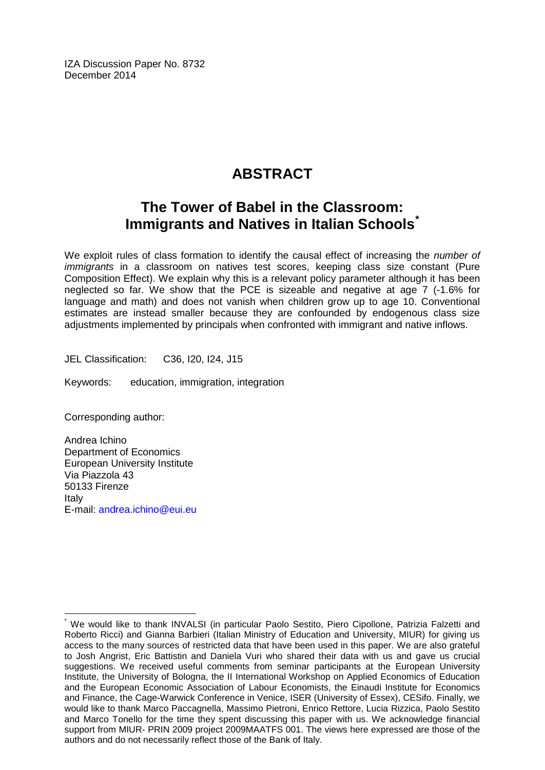IZA Discussion Paper No. 8732
December 2014

# ABSTRACT

## The Tower of Babel in the Classroom: Immigrants and Natives in Italian Schools[*]

We exploit rules of class formation to identify the causal effect of increasing the *number of immigrants* in a classroom on natives test scores, keeping class size constant (Pure Composition Effect). We explain why this is a relevant policy parameter although it has been neglected so far. We show that the PCE is sizeable and negative at age 7 (-1.6% for language and math) and does not vanish when children grow up to age 10. Conventional estimates are instead smaller because they are confounded by endogenous class size adjustments implemented by principals when confronted with immigrant and native inflows.

JEL Classification: C36, I20, I24, J15

Keywords: education, immigration, integration

Corresponding author:

Andrea Ichino
Department of Economics
European University Institute
Via Piazzola 43
50133 Firenze
Italy
E-mail: andrea.ichino@eui.eu

---

[*] We would like to thank INVALSI (in particular Paolo Sestito, Piero Cipollone, Patrizia Falzetti and Roberto Ricci) and Gianna Barbieri (Italian Ministry of Education and University, MIUR) for giving us access to the many sources of restricted data that have been used in this paper. We are also grateful to Josh Angrist, Eric Battistin and Daniela Vuri who shared their data with us and gave us crucial suggestions. We received useful comments from seminar participants at the European University Institute, the University of Bologna, the II International Workshop on Applied Economics of Education and the European Economic Association of Labour Economists, the Einaudi Institute for Economics and Finance, the Cage-Warwick Conference in Venice, ISER (University of Essex), CESifo. Finally, we would like to thank Marco Paccagnella, Massimo Pietroni, Enrico Rettore, Lucia Rizzica, Paolo Sestito and Marco Tonello for the time they spent discussing this paper with us. We acknowledge financial support from MIUR- PRIN 2009 project 2009MAATFS 001. The views here expressed are those of the authors and do not necessarily reflect those of the Bank of Italy.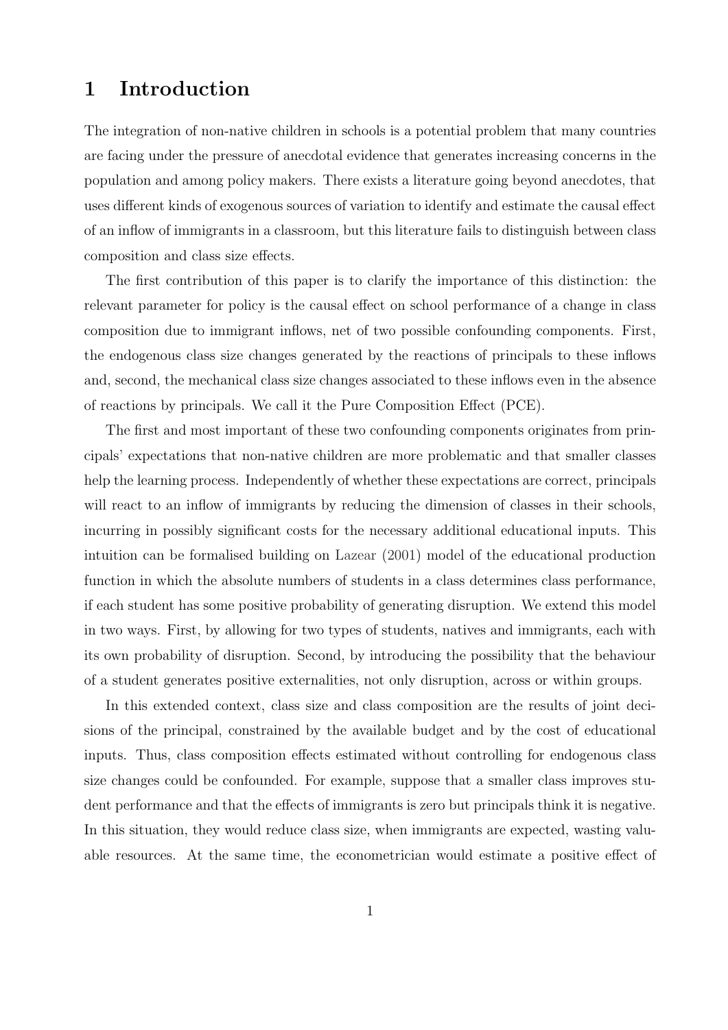# 1 Introduction

The integration of non-native children in schools is a potential problem that many countries are facing under the pressure of anecdotal evidence that generates increasing concerns in the population and among policy makers. There exists a literature going beyond anecdotes, that uses different kinds of exogenous sources of variation to identify and estimate the causal effect of an inflow of immigrants in a classroom, but this literature fails to distinguish between class composition and class size effects.

The first contribution of this paper is to clarify the importance of this distinction: the relevant parameter for policy is the causal effect on school performance of a change in class composition due to immigrant inflows, net of two possible confounding components. First, the endogenous class size changes generated by the reactions of principals to these inflows and, second, the mechanical class size changes associated to these inflows even in the absence of reactions by principals. We call it the Pure Composition Effect (PCE).

The first and most important of these two confounding components originates from principals' expectations that non-native children are more problematic and that smaller classes help the learning process. Independently of whether these expectations are correct, principals will react to an inflow of immigrants by reducing the dimension of classes in their schools, incurring in possibly significant costs for the necessary additional educational inputs. This intuition can be formalised building on Lazear (2001) model of the educational production function in which the absolute numbers of students in a class determines class performance, if each student has some positive probability of generating disruption. We extend this model in two ways. First, by allowing for two types of students, natives and immigrants, each with its own probability of disruption. Second, by introducing the possibility that the behaviour of a student generates positive externalities, not only disruption, across or within groups.

In this extended context, class size and class composition are the results of joint decisions of the principal, constrained by the available budget and by the cost of educational inputs. Thus, class composition effects estimated without controlling for endogenous class size changes could be confounded. For example, suppose that a smaller class improves student performance and that the effects of immigrants is zero but principals think it is negative. In this situation, they would reduce class size, when immigrants are expected, wasting valuable resources. At the same time, the econometrician would estimate a positive effect of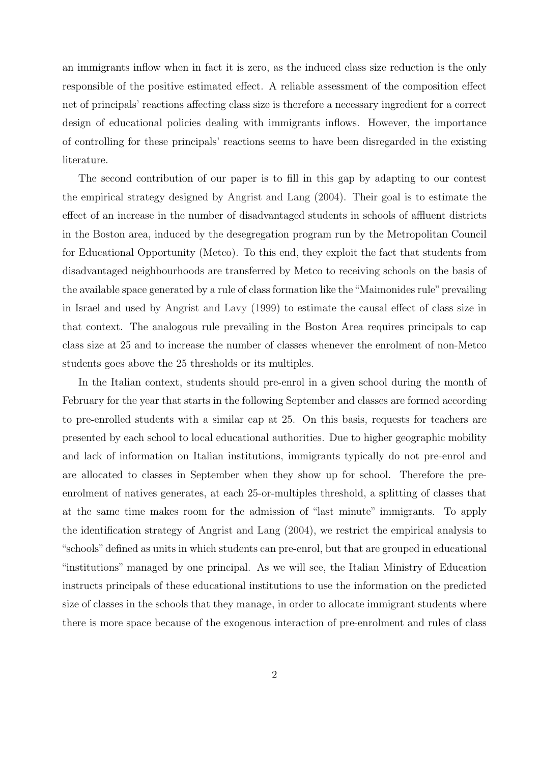an immigrants inflow when in fact it is zero, as the induced class size reduction is the only responsible of the positive estimated effect. A reliable assessment of the composition effect net of principals' reactions affecting class size is therefore a necessary ingredient for a correct design of educational policies dealing with immigrants inflows. However, the importance of controlling for these principals' reactions seems to have been disregarded in the existing literature.

The second contribution of our paper is to fill in this gap by adapting to our contest the empirical strategy designed by Angrist and Lang (2004). Their goal is to estimate the effect of an increase in the number of disadvantaged students in schools of affluent districts in the Boston area, induced by the desegregation program run by the Metropolitan Council for Educational Opportunity (Metco). To this end, they exploit the fact that students from disadvantaged neighbourhoods are transferred by Metco to receiving schools on the basis of the available space generated by a rule of class formation like the "Maimonides rule" prevailing in Israel and used by Angrist and Lavy (1999) to estimate the causal effect of class size in that context. The analogous rule prevailing in the Boston Area requires principals to cap class size at 25 and to increase the number of classes whenever the enrolment of non-Metco students goes above the 25 thresholds or its multiples.

In the Italian context, students should pre-enrol in a given school during the month of February for the year that starts in the following September and classes are formed according to pre-enrolled students with a similar cap at 25. On this basis, requests for teachers are presented by each school to local educational authorities. Due to higher geographic mobility and lack of information on Italian institutions, immigrants typically do not pre-enrol and are allocated to classes in September when they show up for school. Therefore the pre-enrolment of natives generates, at each 25-or-multiples threshold, a splitting of classes that at the same time makes room for the admission of "last minute" immigrants. To apply the identification strategy of Angrist and Lang (2004), we restrict the empirical analysis to "schools" defined as units in which students can pre-enrol, but that are grouped in educational "institutions" managed by one principal. As we will see, the Italian Ministry of Education instructs principals of these educational institutions to use the information on the predicted size of classes in the schools that they manage, in order to allocate immigrant students where there is more space because of the exogenous interaction of pre-enrolment and rules of class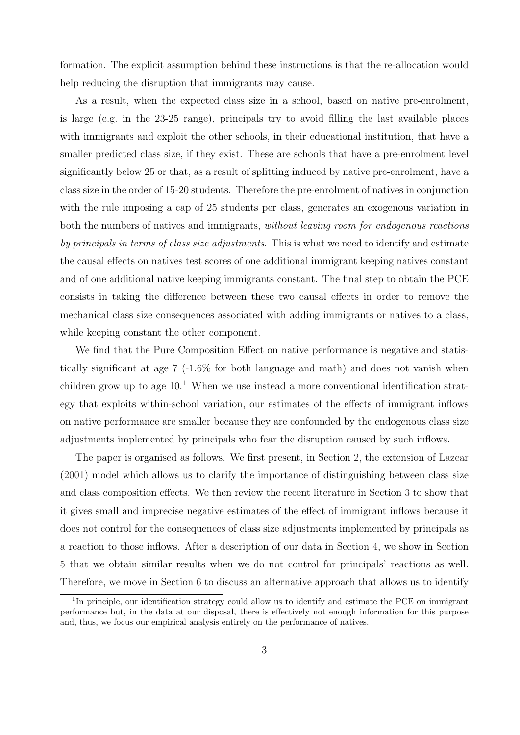formation. The explicit assumption behind these instructions is that the re-allocation would help reducing the disruption that immigrants may cause.

As a result, when the expected class size in a school, based on native pre-enrolment, is large (e.g. in the 23-25 range), principals try to avoid filling the last available places with immigrants and exploit the other schools, in their educational institution, that have a smaller predicted class size, if they exist. These are schools that have a pre-enrolment level significantly below 25 or that, as a result of splitting induced by native pre-enrolment, have a class size in the order of 15-20 students. Therefore the pre-enrolment of natives in conjunction with the rule imposing a cap of 25 students per class, generates an exogenous variation in both the numbers of natives and immigrants, *without leaving room for endogenous reactions by principals in terms of class size adjustments*. This is what we need to identify and estimate the causal effects on natives test scores of one additional immigrant keeping natives constant and of one additional native keeping immigrants constant. The final step to obtain the PCE consists in taking the difference between these two causal effects in order to remove the mechanical class size consequences associated with adding immigrants or natives to a class, while keeping constant the other component.

We find that the Pure Composition Effect on native performance is negative and statistically significant at age 7 (-1.6% for both language and math) and does not vanish when children grow up to age 10.[1] When we use instead a more conventional identification strategy that exploits within-school variation, our estimates of the effects of immigrant inflows on native performance are smaller because they are confounded by the endogenous class size adjustments implemented by principals who fear the disruption caused by such inflows.

The paper is organised as follows. We first present, in Section 2, the extension of Lazear (2001) model which allows us to clarify the importance of distinguishing between class size and class composition effects. We then review the recent literature in Section 3 to show that it gives small and imprecise negative estimates of the effect of immigrant inflows because it does not control for the consequences of class size adjustments implemented by principals as a reaction to those inflows. After a description of our data in Section 4, we show in Section 5 that we obtain similar results when we do not control for principals' reactions as well. Therefore, we move in Section 6 to discuss an alternative approach that allows us to identify

[1] In principle, our identification strategy could allow us to identify and estimate the PCE on immigrant performance but, in the data at our disposal, there is effectively not enough information for this purpose and, thus, we focus our empirical analysis entirely on the performance of natives.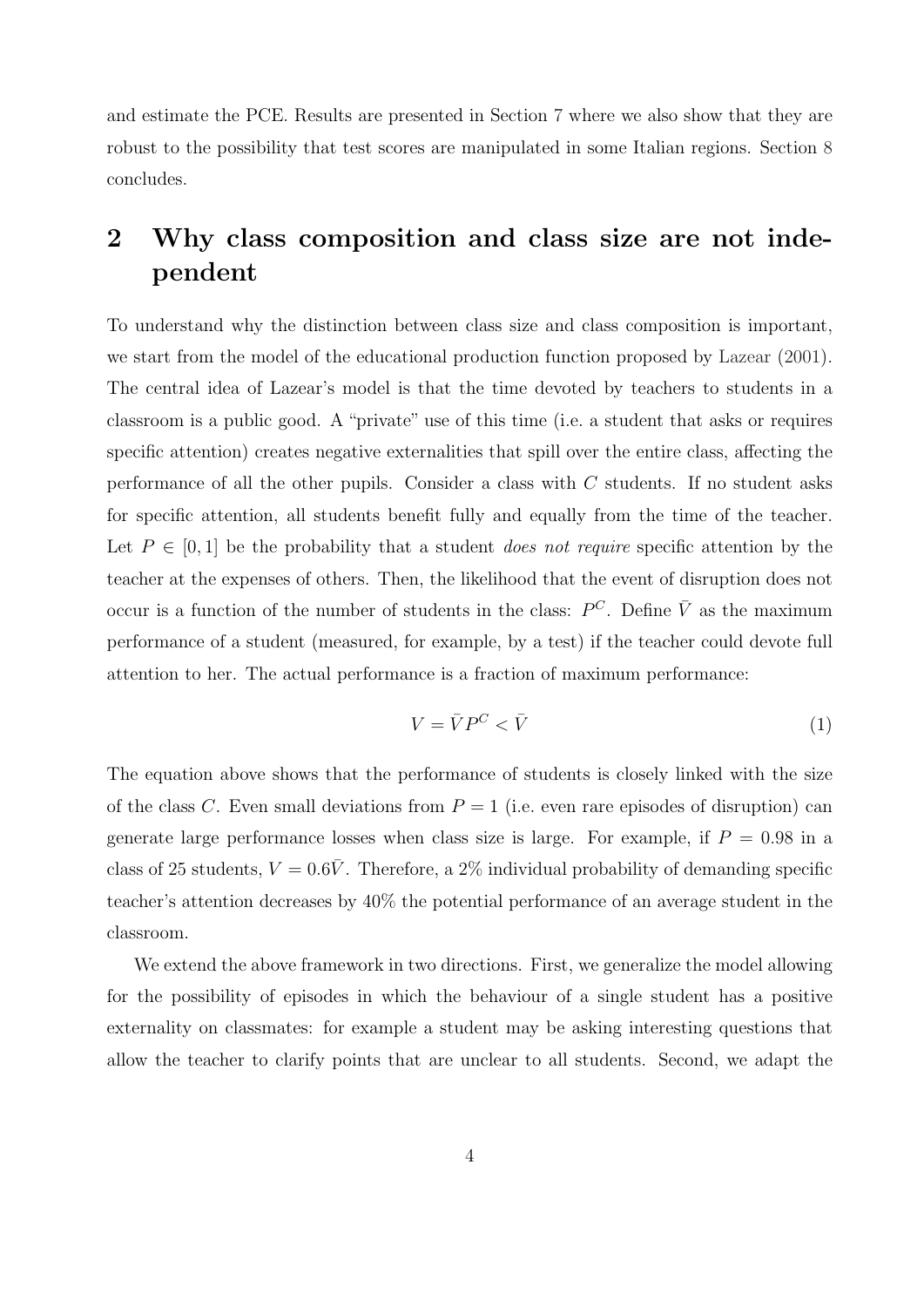and estimate the PCE. Results are presented in Section 7 where we also show that they are robust to the possibility that test scores are manipulated in some Italian regions. Section 8 concludes.

## 2 Why class composition and class size are not independent

To understand why the distinction between class size and class composition is important, we start from the model of the educational production function proposed by Lazear (2001). The central idea of Lazear's model is that the time devoted by teachers to students in a classroom is a public good. A "private" use of this time (i.e. a student that asks or requires specific attention) creates negative externalities that spill over the entire class, affecting the performance of all the other pupils. Consider a class with $C$ students. If no student asks for specific attention, all students benefit fully and equally from the time of the teacher. Let $P \in [0, 1]$ be the probability that a student *does not require* specific attention by the teacher at the expenses of others. Then, the likelihood that the event of disruption does not occur is a function of the number of students in the class: $P^C$. Define $\bar{V}$ as the maximum performance of a student (measured, for example, by a test) if the teacher could devote full attention to her. The actual performance is a fraction of maximum performance:

$$V = \bar{V} P^C < \bar{V} \tag{1}$$

The equation above shows that the performance of students is closely linked with the size of the class $C$. Even small deviations from $P = 1$ (i.e. even rare episodes of disruption) can generate large performance losses when class size is large. For example, if $P = 0.98$ in a class of 25 students, $V = 0.6\bar{V}$. Therefore, a 2% individual probability of demanding specific teacher's attention decreases by 40% the potential performance of an average student in the classroom.

We extend the above framework in two directions. First, we generalize the model allowing for the possibility of episodes in which the behaviour of a single student has a positive externality on classmates: for example a student may be asking interesting questions that allow the teacher to clarify points that are unclear to all students. Second, we adapt the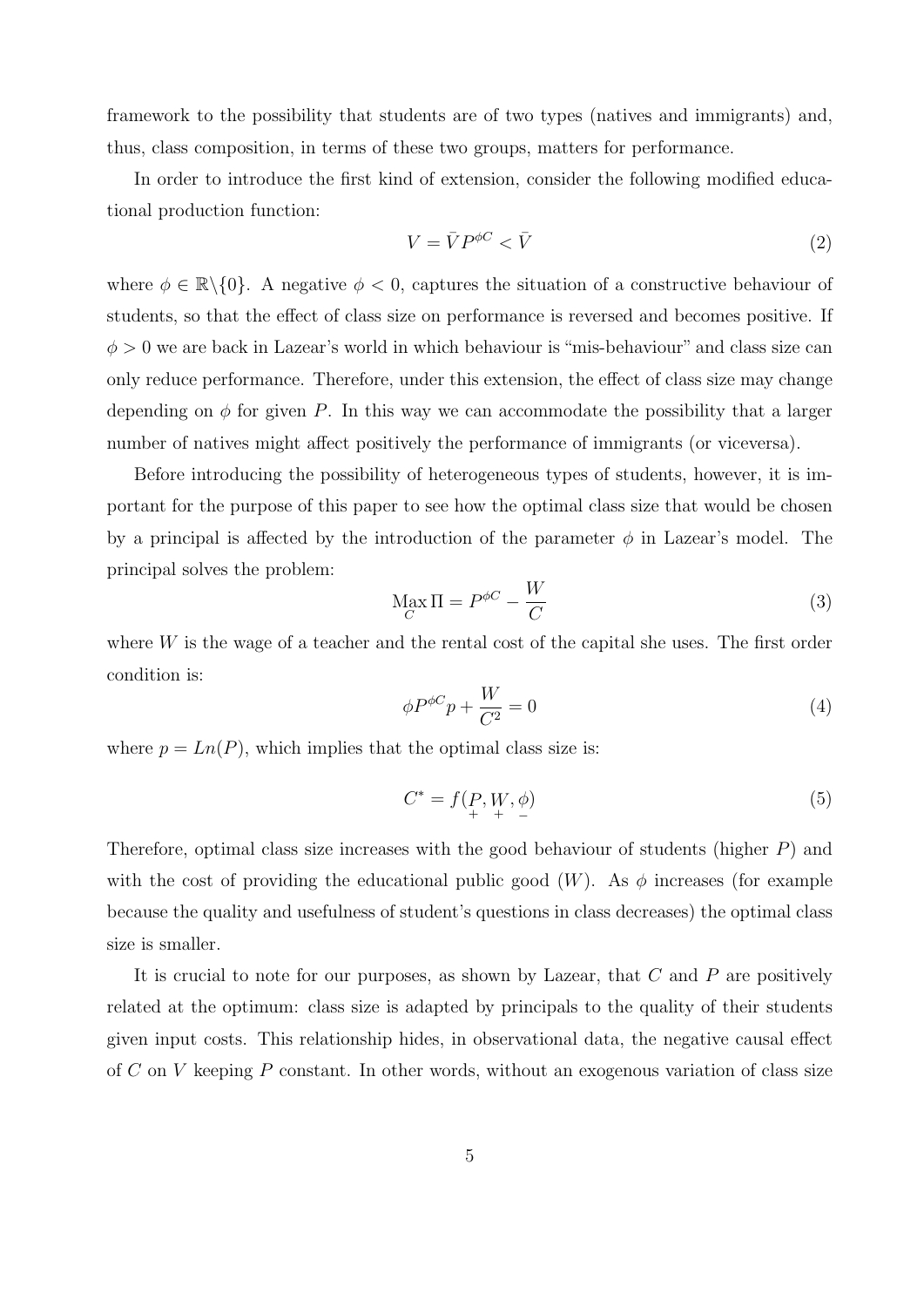framework to the possibility that students are of two types (natives and immigrants) and, thus, class composition, in terms of these two groups, matters for performance.

In order to introduce the first kind of extension, consider the following modified educational production function:

$$V = \bar{V} P^{\phi C} < \bar{V} \tag{2}$$

where $\phi \in \mathbb{R} \backslash \{0\}$. A negative $\phi < 0$, captures the situation of a constructive behaviour of students, so that the effect of class size on performance is reversed and becomes positive. If $\phi > 0$ we are back in Lazear's world in which behaviour is "mis-behaviour" and class size can only reduce performance. Therefore, under this extension, the effect of class size may change depending on $\phi$ for given $P$. In this way we can accommodate the possibility that a larger number of natives might affect positively the performance of immigrants (or viceversa).

Before introducing the possibility of heterogeneous types of students, however, it is important for the purpose of this paper to see how the optimal class size that would be chosen by a principal is affected by the introduction of the parameter $\phi$ in Lazear's model. The principal solves the problem:

$$\underset{C}{\text{Max}}\, \Pi = P^{\phi C} - \frac{W}{C} \tag{3}$$

where $W$ is the wage of a teacher and the rental cost of the capital she uses. The first order condition is:

$$\phi P^{\phi C} p + \frac{W}{C^2} = 0 \tag{4}$$

where $p = Ln(P)$, which implies that the optimal class size is:

$$C^{*} = f(\underset{+}{P}, \underset{+}{W}, \underset{-}{\phi}) \tag{5}$$

Therefore, optimal class size increases with the good behaviour of students (higher $P$) and with the cost of providing the educational public good ($W$). As $\phi$ increases (for example because the quality and usefulness of student's questions in class decreases) the optimal class size is smaller.

It is crucial to note for our purposes, as shown by Lazear, that $C$ and $P$ are positively related at the optimum: class size is adapted by principals to the quality of their students given input costs. This relationship hides, in observational data, the negative causal effect of $C$ on $V$ keeping $P$ constant. In other words, without an exogenous variation of class size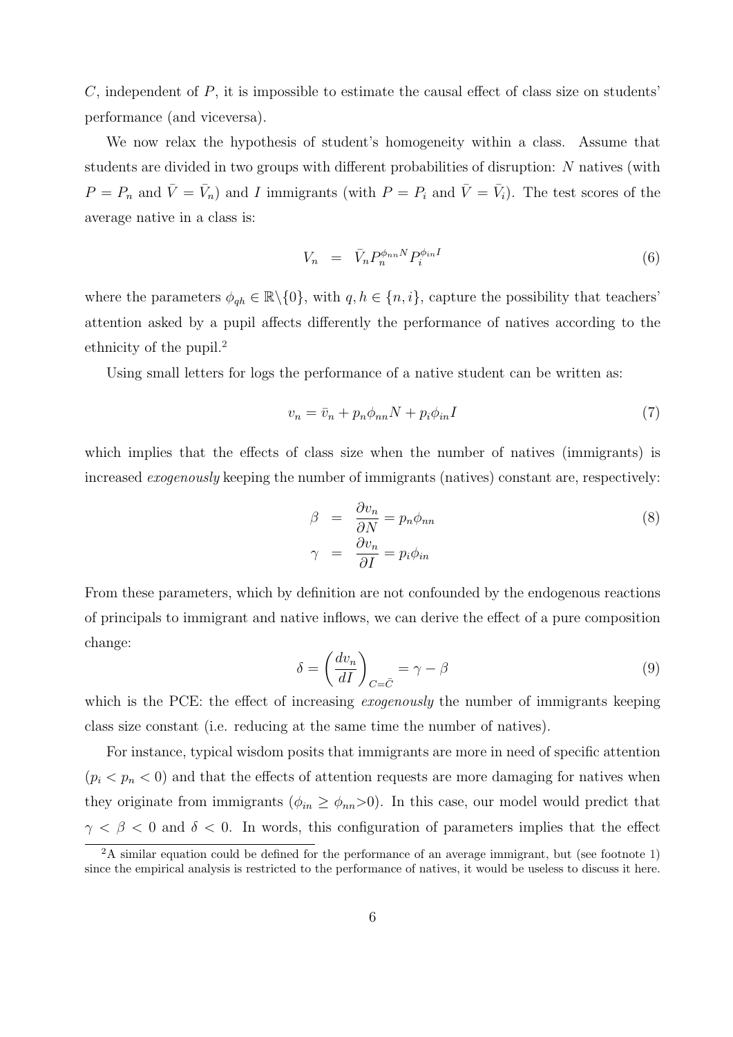$C$, independent of $P$, it is impossible to estimate the causal effect of class size on students' performance (and viceversa).

We now relax the hypothesis of student's homogeneity within a class. Assume that students are divided in two groups with different probabilities of disruption: $N$ natives (with $P = P_n$ and $\bar{V} = \bar{V}_n$) and $I$ immigrants (with $P = P_i$ and $\bar{V} = \bar{V}_i$). The test scores of the average native in a class is:

$$V_n \;=\; \bar{V}_n P_n^{\phi_{nn}N} P_i^{\phi_{in}I} \tag{6}$$

where the parameters $\phi_{qh} \in \mathbb{R}\backslash\{0\}$, with $q, h \in \{n, i\}$, capture the possibility that teachers' attention asked by a pupil affects differently the performance of natives according to the ethnicity of the pupil.[2]

Using small letters for logs the performance of a native student can be written as:

$$v_n = \bar{v}_n + p_n\phi_{nn}N + p_i\phi_{in}I \tag{7}$$

which implies that the effects of class size when the number of natives (immigrants) is increased *exogenously* keeping the number of immigrants (natives) constant are, respectively:

$$\begin{aligned} \beta &= \frac{\partial v_n}{\partial N} = p_n\phi_{nn} \\ \gamma &= \frac{\partial v_n}{\partial I} = p_i\phi_{in} \end{aligned} \tag{8}$$

From these parameters, which by definition are not confounded by the endogenous reactions of principals to immigrant and native inflows, we can derive the effect of a pure composition change:

$$\delta = \left(\frac{dv_n}{dI}\right)_{C=\bar{C}} = \gamma - \beta \tag{9}$$

which is the PCE: the effect of increasing *exogenously* the number of immigrants keeping class size constant (i.e. reducing at the same time the number of natives).

For instance, typical wisdom posits that immigrants are more in need of specific attention ($p_i < p_n < 0$) and that the effects of attention requests are more damaging for natives when they originate from immigrants ($\phi_{in} \geq \phi_{nn} > 0$). In this case, our model would predict that $\gamma < \beta < 0$ and $\delta < 0$. In words, this configuration of parameters implies that the effect

[2] A similar equation could be defined for the performance of an average immigrant, but (see footnote 1) since the empirical analysis is restricted to the performance of natives, it would be useless to discuss it here.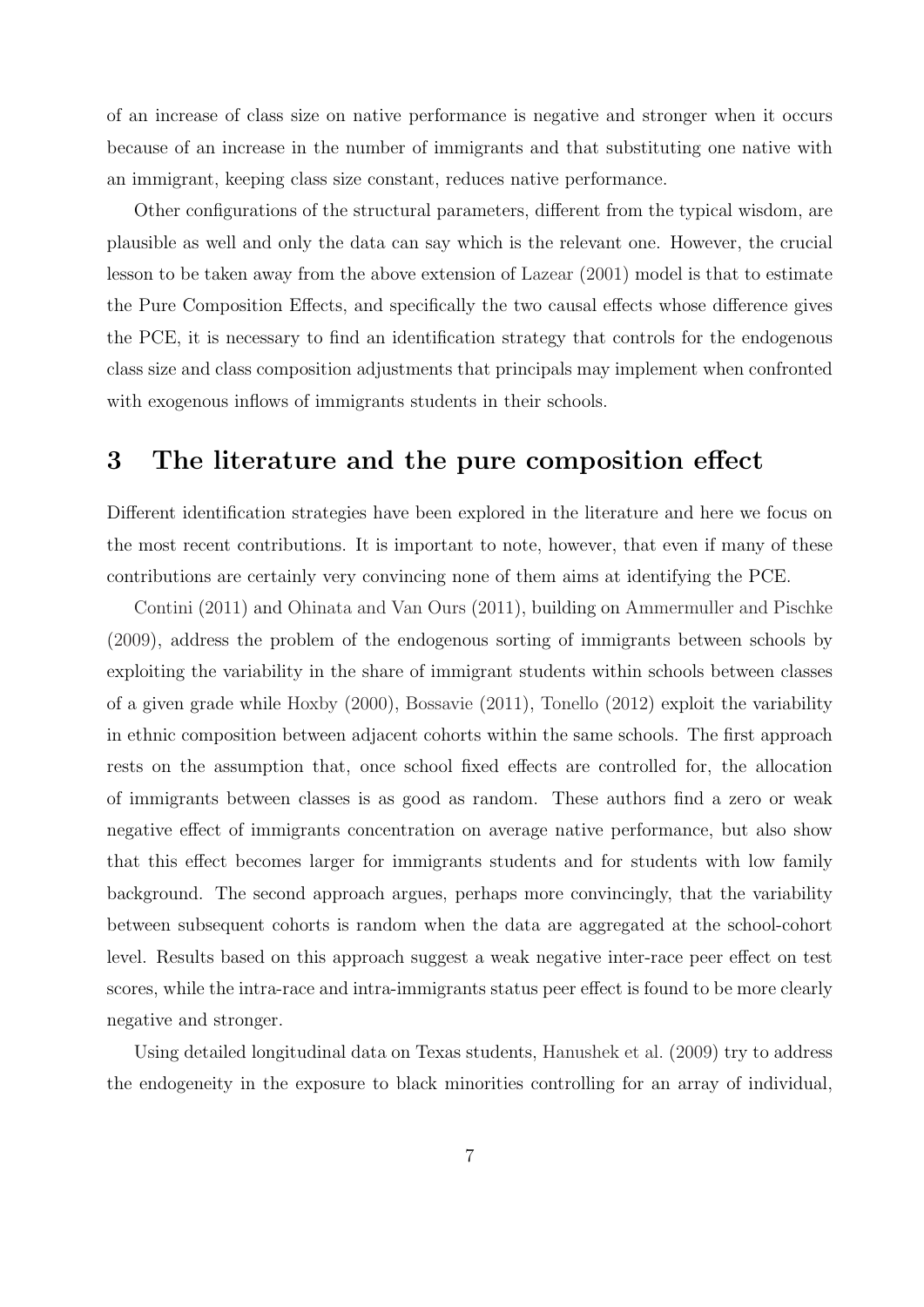of an increase of class size on native performance is negative and stronger when it occurs because of an increase in the number of immigrants and that substituting one native with an immigrant, keeping class size constant, reduces native performance.

Other configurations of the structural parameters, different from the typical wisdom, are plausible as well and only the data can say which is the relevant one. However, the crucial lesson to be taken away from the above extension of Lazear (2001) model is that to estimate the Pure Composition Effects, and specifically the two causal effects whose difference gives the PCE, it is necessary to find an identification strategy that controls for the endogenous class size and class composition adjustments that principals may implement when confronted with exogenous inflows of immigrants students in their schools.

# 3 The literature and the pure composition effect

Different identification strategies have been explored in the literature and here we focus on the most recent contributions. It is important to note, however, that even if many of these contributions are certainly very convincing none of them aims at identifying the PCE.

Contini (2011) and Ohinata and Van Ours (2011), building on Ammermuller and Pischke (2009), address the problem of the endogenous sorting of immigrants between schools by exploiting the variability in the share of immigrant students within schools between classes of a given grade while Hoxby (2000), Bossavie (2011), Tonello (2012) exploit the variability in ethnic composition between adjacent cohorts within the same schools. The first approach rests on the assumption that, once school fixed effects are controlled for, the allocation of immigrants between classes is as good as random. These authors find a zero or weak negative effect of immigrants concentration on average native performance, but also show that this effect becomes larger for immigrants students and for students with low family background. The second approach argues, perhaps more convincingly, that the variability between subsequent cohorts is random when the data are aggregated at the school-cohort level. Results based on this approach suggest a weak negative inter-race peer effect on test scores, while the intra-race and intra-immigrants status peer effect is found to be more clearly negative and stronger.

Using detailed longitudinal data on Texas students, Hanushek et al. (2009) try to address the endogeneity in the exposure to black minorities controlling for an array of individual,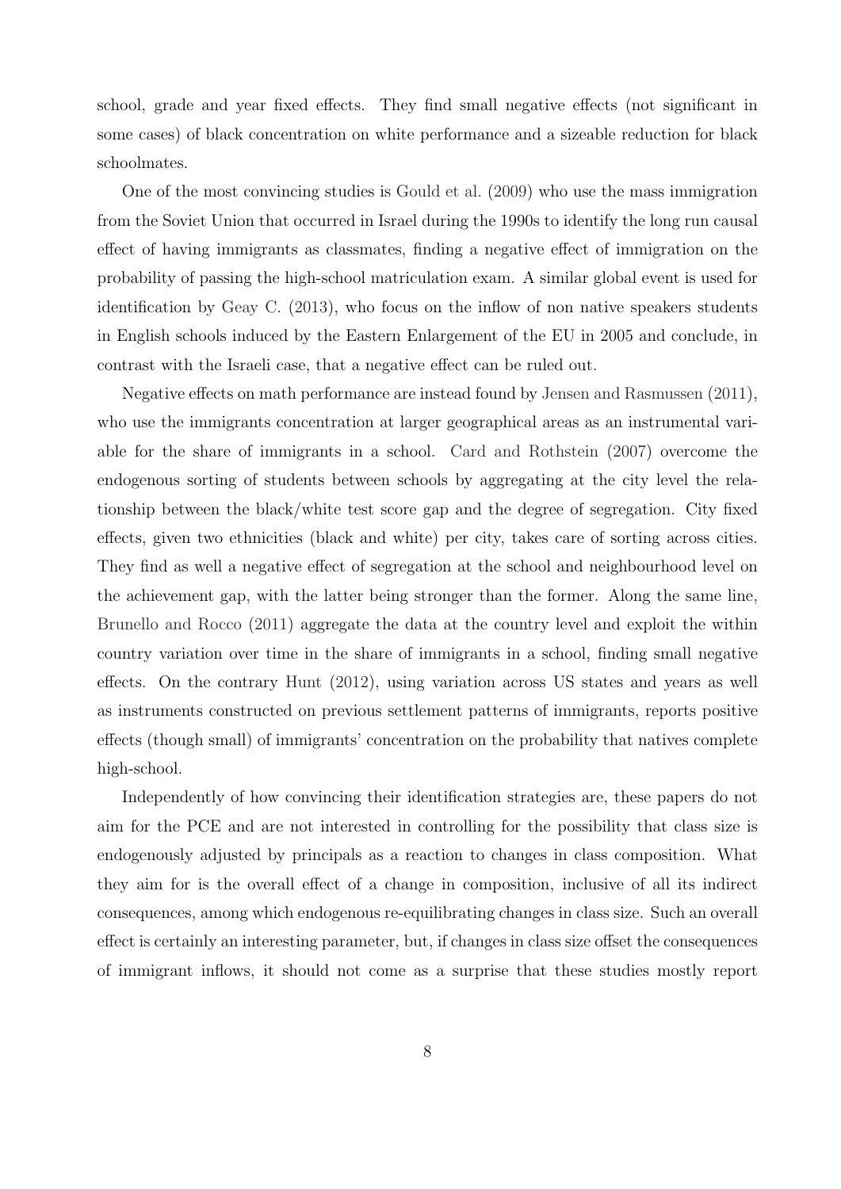school, grade and year fixed effects. They find small negative effects (not significant in some cases) of black concentration on white performance and a sizeable reduction for black schoolmates.

One of the most convincing studies is Gould et al. (2009) who use the mass immigration from the Soviet Union that occurred in Israel during the 1990s to identify the long run causal effect of having immigrants as classmates, finding a negative effect of immigration on the probability of passing the high-school matriculation exam. A similar global event is used for identification by Geay C. (2013), who focus on the inflow of non native speakers students in English schools induced by the Eastern Enlargement of the EU in 2005 and conclude, in contrast with the Israeli case, that a negative effect can be ruled out.

Negative effects on math performance are instead found by Jensen and Rasmussen (2011), who use the immigrants concentration at larger geographical areas as an instrumental variable for the share of immigrants in a school. Card and Rothstein (2007) overcome the endogenous sorting of students between schools by aggregating at the city level the relationship between the black/white test score gap and the degree of segregation. City fixed effects, given two ethnicities (black and white) per city, takes care of sorting across cities. They find as well a negative effect of segregation at the school and neighbourhood level on the achievement gap, with the latter being stronger than the former. Along the same line, Brunello and Rocco (2011) aggregate the data at the country level and exploit the within country variation over time in the share of immigrants in a school, finding small negative effects. On the contrary Hunt (2012), using variation across US states and years as well as instruments constructed on previous settlement patterns of immigrants, reports positive effects (though small) of immigrants' concentration on the probability that natives complete high-school.

Independently of how convincing their identification strategies are, these papers do not aim for the PCE and are not interested in controlling for the possibility that class size is endogenously adjusted by principals as a reaction to changes in class composition. What they aim for is the overall effect of a change in composition, inclusive of all its indirect consequences, among which endogenous re-equilibrating changes in class size. Such an overall effect is certainly an interesting parameter, but, if changes in class size offset the consequences of immigrant inflows, it should not come as a surprise that these studies mostly report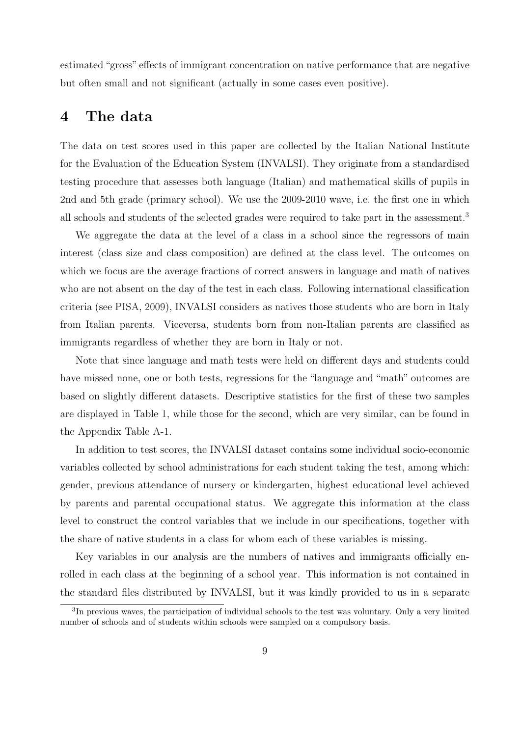estimated "gross" effects of immigrant concentration on native performance that are negative but often small and not significant (actually in some cases even positive).

## 4 The data

The data on test scores used in this paper are collected by the Italian National Institute for the Evaluation of the Education System (INVALSI). They originate from a standardised testing procedure that assesses both language (Italian) and mathematical skills of pupils in 2nd and 5th grade (primary school). We use the 2009-2010 wave, i.e. the first one in which all schools and students of the selected grades were required to take part in the assessment.[3]

We aggregate the data at the level of a class in a school since the regressors of main interest (class size and class composition) are defined at the class level. The outcomes on which we focus are the average fractions of correct answers in language and math of natives who are not absent on the day of the test in each class. Following international classification criteria (see PISA, 2009), INVALSI considers as natives those students who are born in Italy from Italian parents. Viceversa, students born from non-Italian parents are classified as immigrants regardless of whether they are born in Italy or not.

Note that since language and math tests were held on different days and students could have missed none, one or both tests, regressions for the "language and "math" outcomes are based on slightly different datasets. Descriptive statistics for the first of these two samples are displayed in Table 1, while those for the second, which are very similar, can be found in the Appendix Table A-1.

In addition to test scores, the INVALSI dataset contains some individual socio-economic variables collected by school administrations for each student taking the test, among which: gender, previous attendance of nursery or kindergarten, highest educational level achieved by parents and parental occupational status. We aggregate this information at the class level to construct the control variables that we include in our specifications, together with the share of native students in a class for whom each of these variables is missing.

Key variables in our analysis are the numbers of natives and immigrants officially enrolled in each class at the beginning of a school year. This information is not contained in the standard files distributed by INVALSI, but it was kindly provided to us in a separate

[3] In previous waves, the participation of individual schools to the test was voluntary. Only a very limited number of schools and of students within schools were sampled on a compulsory basis.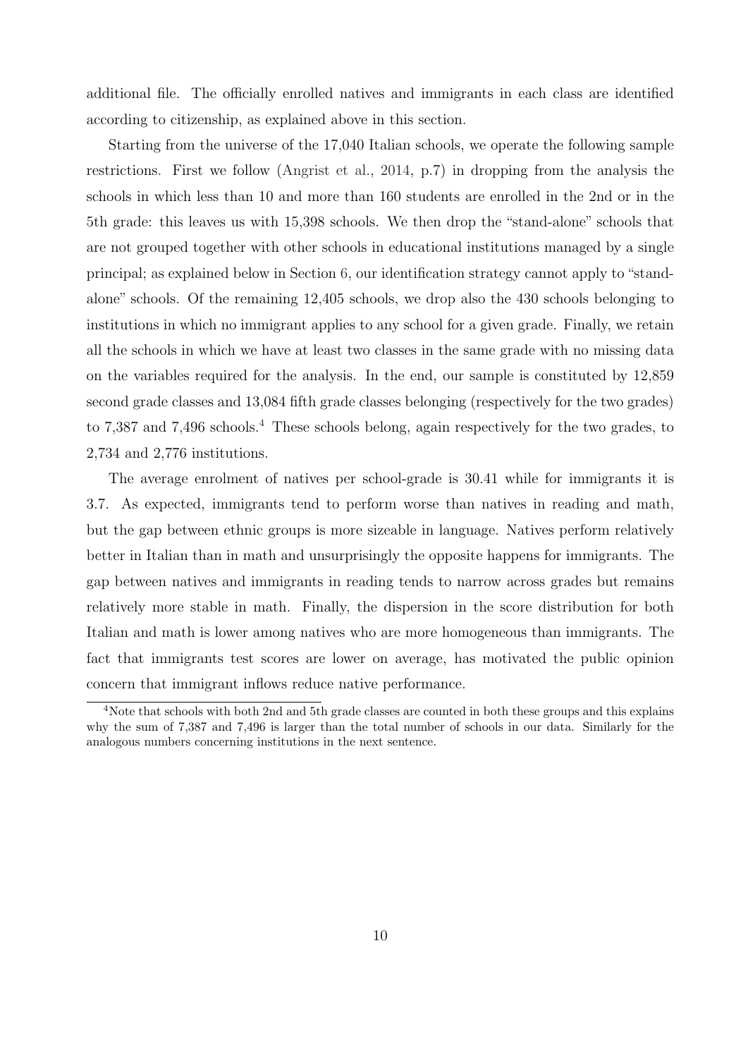additional file. The officially enrolled natives and immigrants in each class are identified according to citizenship, as explained above in this section.

Starting from the universe of the 17,040 Italian schools, we operate the following sample restrictions. First we follow (Angrist et al., 2014, p.7) in dropping from the analysis the schools in which less than 10 and more than 160 students are enrolled in the 2nd or in the 5th grade: this leaves us with 15,398 schools. We then drop the "stand-alone" schools that are not grouped together with other schools in educational institutions managed by a single principal; as explained below in Section 6, our identification strategy cannot apply to "stand-alone" schools. Of the remaining 12,405 schools, we drop also the 430 schools belonging to institutions in which no immigrant applies to any school for a given grade. Finally, we retain all the schools in which we have at least two classes in the same grade with no missing data on the variables required for the analysis. In the end, our sample is constituted by 12,859 second grade classes and 13,084 fifth grade classes belonging (respectively for the two grades) to 7,387 and 7,496 schools.[4] These schools belong, again respectively for the two grades, to 2,734 and 2,776 institutions.

The average enrolment of natives per school-grade is 30.41 while for immigrants it is 3.7. As expected, immigrants tend to perform worse than natives in reading and math, but the gap between ethnic groups is more sizeable in language. Natives perform relatively better in Italian than in math and unsurprisingly the opposite happens for immigrants. The gap between natives and immigrants in reading tends to narrow across grades but remains relatively more stable in math. Finally, the dispersion in the score distribution for both Italian and math is lower among natives who are more homogeneous than immigrants. The fact that immigrants test scores are lower on average, has motivated the public opinion concern that immigrant inflows reduce native performance.

[4] Note that schools with both 2nd and 5th grade classes are counted in both these groups and this explains why the sum of 7,387 and 7,496 is larger than the total number of schools in our data. Similarly for the analogous numbers concerning institutions in the next sentence.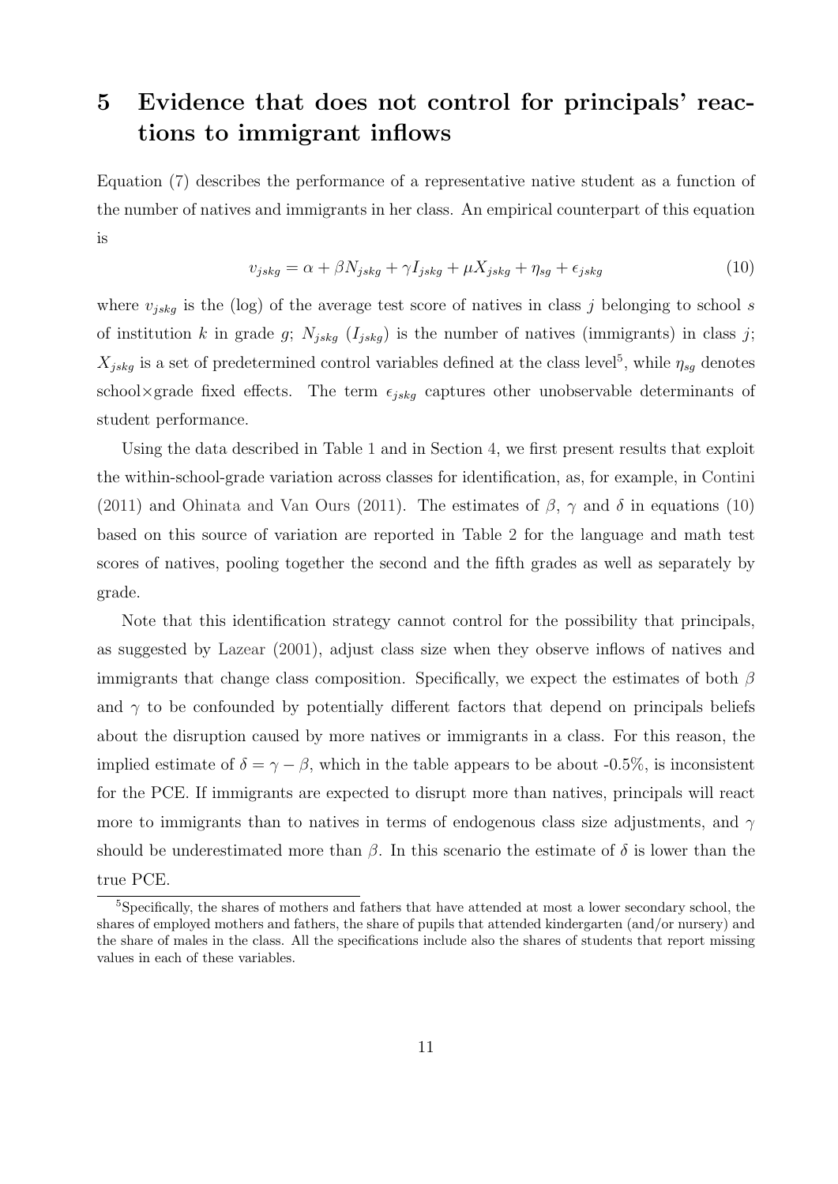## 5 Evidence that does not control for principals' reactions to immigrant inflows

Equation (7) describes the performance of a representative native student as a function of the number of natives and immigrants in her class. An empirical counterpart of this equation is

$$v_{jskg} = \alpha + \beta N_{jskg} + \gamma I_{jskg} + \mu X_{jskg} + \eta_{sg} + \epsilon_{jskg} \tag{10}$$

where $v_{jskg}$ is the (log) of the average test score of natives in class $j$ belonging to school $s$ of institution $k$ in grade $g$; $N_{jskg}$ ($I_{jskg}$) is the number of natives (immigrants) in class $j$; $X_{jskg}$ is a set of predetermined control variables defined at the class level[5], while $\eta_{sg}$ denotes school×grade fixed effects. The term $\epsilon_{jskg}$ captures other unobservable determinants of student performance.

Using the data described in Table 1 and in Section 4, we first present results that exploit the within-school-grade variation across classes for identification, as, for example, in Contini (2011) and Ohinata and Van Ours (2011). The estimates of $\beta$, $\gamma$ and $\delta$ in equations (10) based on this source of variation are reported in Table 2 for the language and math test scores of natives, pooling together the second and the fifth grades as well as separately by grade.

Note that this identification strategy cannot control for the possibility that principals, as suggested by Lazear (2001), adjust class size when they observe inflows of natives and immigrants that change class composition. Specifically, we expect the estimates of both $\beta$ and $\gamma$ to be confounded by potentially different factors that depend on principals beliefs about the disruption caused by more natives or immigrants in a class. For this reason, the implied estimate of $\delta = \gamma - \beta$, which in the table appears to be about -0.5%, is inconsistent for the PCE. If immigrants are expected to disrupt more than natives, principals will react more to immigrants than to natives in terms of endogenous class size adjustments, and $\gamma$ should be underestimated more than $\beta$. In this scenario the estimate of $\delta$ is lower than the true PCE.

[5]Specifically, the shares of mothers and fathers that have attended at most a lower secondary school, the shares of employed mothers and fathers, the share of pupils that attended kindergarten (and/or nursery) and the share of males in the class. All the specifications include also the shares of students that report missing values in each of these variables.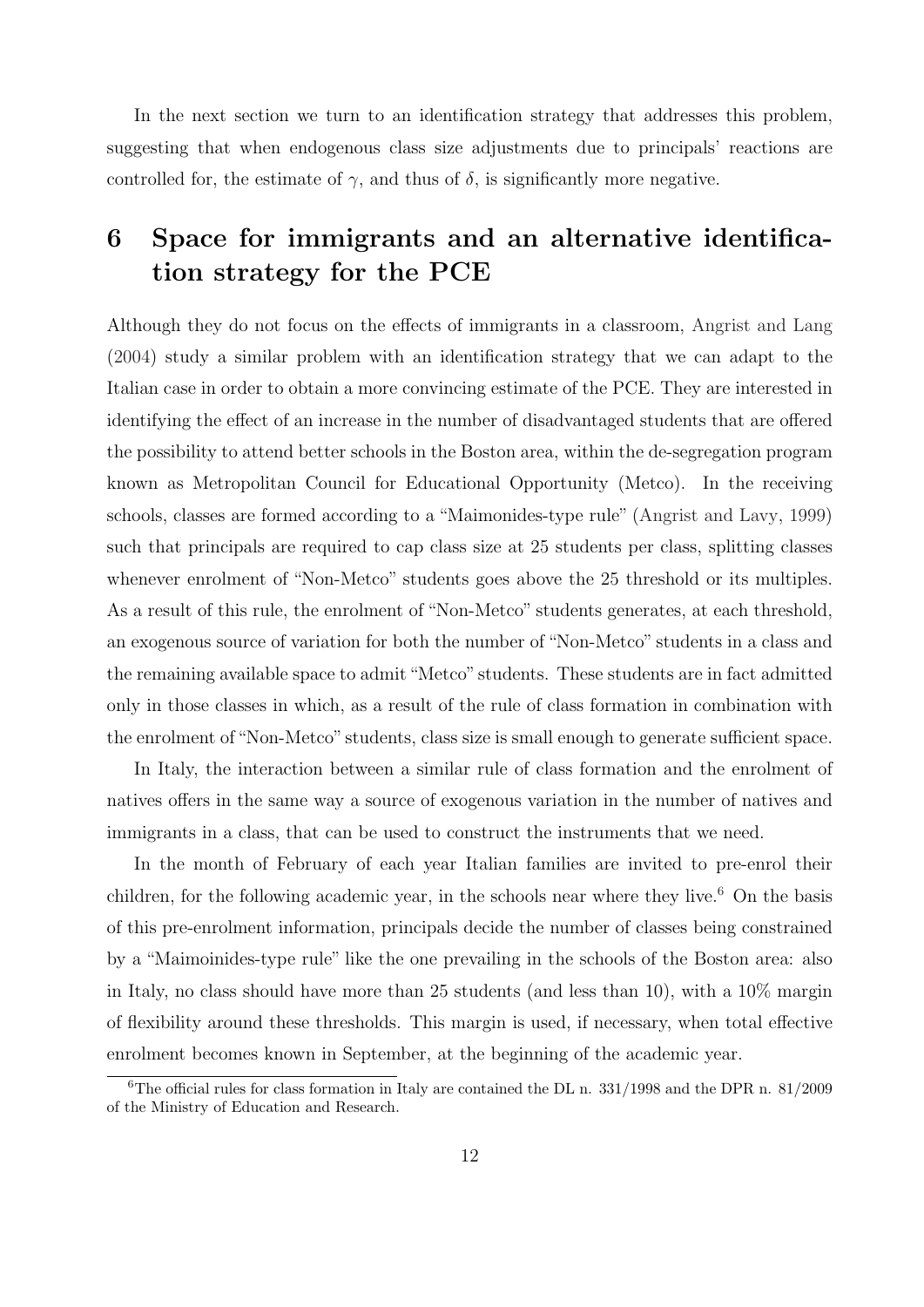In the next section we turn to an identification strategy that addresses this problem, suggesting that when endogenous class size adjustments due to principals' reactions are controlled for, the estimate of $\gamma$, and thus of $\delta$, is significantly more negative.

# 6 Space for immigrants and an alternative identification strategy for the PCE

Although they do not focus on the effects of immigrants in a classroom, Angrist and Lang (2004) study a similar problem with an identification strategy that we can adapt to the Italian case in order to obtain a more convincing estimate of the PCE. They are interested in identifying the effect of an increase in the number of disadvantaged students that are offered the possibility to attend better schools in the Boston area, within the de-segregation program known as Metropolitan Council for Educational Opportunity (Metco). In the receiving schools, classes are formed according to a "Maimonides-type rule" (Angrist and Lavy, 1999) such that principals are required to cap class size at 25 students per class, splitting classes whenever enrolment of "Non-Metco" students goes above the 25 threshold or its multiples. As a result of this rule, the enrolment of "Non-Metco" students generates, at each threshold, an exogenous source of variation for both the number of "Non-Metco" students in a class and the remaining available space to admit "Metco" students. These students are in fact admitted only in those classes in which, as a result of the rule of class formation in combination with the enrolment of "Non-Metco" students, class size is small enough to generate sufficient space.

In Italy, the interaction between a similar rule of class formation and the enrolment of natives offers in the same way a source of exogenous variation in the number of natives and immigrants in a class, that can be used to construct the instruments that we need.

In the month of February of each year Italian families are invited to pre-enrol their children, for the following academic year, in the schools near where they live.[6] On the basis of this pre-enrolment information, principals decide the number of classes being constrained by a "Maimoinides-type rule" like the one prevailing in the schools of the Boston area: also in Italy, no class should have more than 25 students (and less than 10), with a 10% margin of flexibility around these thresholds. This margin is used, if necessary, when total effective enrolment becomes known in September, at the beginning of the academic year.

[6] The official rules for class formation in Italy are contained the DL n. 331/1998 and the DPR n. 81/2009 of the Ministry of Education and Research.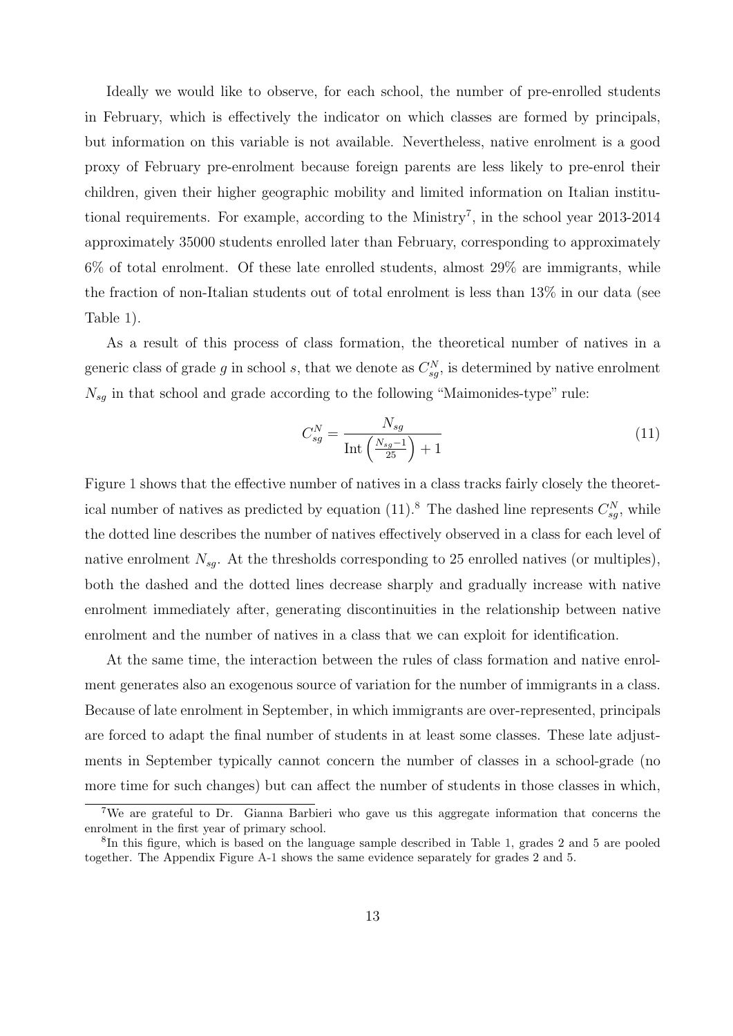Ideally we would like to observe, for each school, the number of pre-enrolled students in February, which is effectively the indicator on which classes are formed by principals, but information on this variable is not available. Nevertheless, native enrolment is a good proxy of February pre-enrolment because foreign parents are less likely to pre-enrol their children, given their higher geographic mobility and limited information on Italian institutional requirements. For example, according to the Ministry[7], in the school year 2013-2014 approximately 35000 students enrolled later than February, corresponding to approximately 6% of total enrolment. Of these late enrolled students, almost 29% are immigrants, while the fraction of non-Italian students out of total enrolment is less than 13% in our data (see Table 1).

As a result of this process of class formation, the theoretical number of natives in a generic class of grade $g$ in school $s$, that we denote as $C^N_{sg}$, is determined by native enrolment $N_{sg}$ in that school and grade according to the following "Maimonides-type" rule:

$$C^N_{sg} = \frac{N_{sg}}{\text{Int}\left(\frac{N_{sg}-1}{25}\right) + 1} \tag{11}$$

Figure 1 shows that the effective number of natives in a class tracks fairly closely the theoretical number of natives as predicted by equation (11).[8] The dashed line represents $C^N_{sg}$, while the dotted line describes the number of natives effectively observed in a class for each level of native enrolment $N_{sg}$. At the thresholds corresponding to 25 enrolled natives (or multiples), both the dashed and the dotted lines decrease sharply and gradually increase with native enrolment immediately after, generating discontinuities in the relationship between native enrolment and the number of natives in a class that we can exploit for identification.

At the same time, the interaction between the rules of class formation and native enrolment generates also an exogenous source of variation for the number of immigrants in a class. Because of late enrolment in September, in which immigrants are over-represented, principals are forced to adapt the final number of students in at least some classes. These late adjustments in September typically cannot concern the number of classes in a school-grade (no more time for such changes) but can affect the number of students in those classes in which,

---

[7] We are grateful to Dr. Gianna Barbieri who gave us this aggregate information that concerns the enrolment in the first year of primary school.

[8] In this figure, which is based on the language sample described in Table 1, grades 2 and 5 are pooled together. The Appendix Figure A-1 shows the same evidence separately for grades 2 and 5.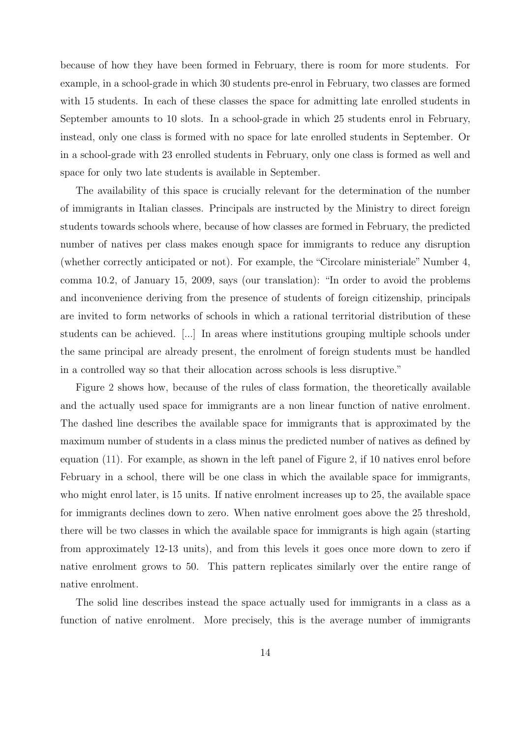because of how they have been formed in February, there is room for more students. For example, in a school-grade in which 30 students pre-enrol in February, two classes are formed with 15 students. In each of these classes the space for admitting late enrolled students in September amounts to 10 slots. In a school-grade in which 25 students enrol in February, instead, only one class is formed with no space for late enrolled students in September. Or in a school-grade with 23 enrolled students in February, only one class is formed as well and space for only two late students is available in September.

The availability of this space is crucially relevant for the determination of the number of immigrants in Italian classes. Principals are instructed by the Ministry to direct foreign students towards schools where, because of how classes are formed in February, the predicted number of natives per class makes enough space for immigrants to reduce any disruption (whether correctly anticipated or not). For example, the "Circolare ministeriale" Number 4, comma 10.2, of January 15, 2009, says (our translation): "In order to avoid the problems and inconvenience deriving from the presence of students of foreign citizenship, principals are invited to form networks of schools in which a rational territorial distribution of these students can be achieved. [...] In areas where institutions grouping multiple schools under the same principal are already present, the enrolment of foreign students must be handled in a controlled way so that their allocation across schools is less disruptive."

Figure 2 shows how, because of the rules of class formation, the theoretically available and the actually used space for immigrants are a non linear function of native enrolment. The dashed line describes the available space for immigrants that is approximated by the maximum number of students in a class minus the predicted number of natives as defined by equation (11). For example, as shown in the left panel of Figure 2, if 10 natives enrol before February in a school, there will be one class in which the available space for immigrants, who might enrol later, is 15 units. If native enrolment increases up to 25, the available space for immigrants declines down to zero. When native enrolment goes above the 25 threshold, there will be two classes in which the available space for immigrants is high again (starting from approximately 12-13 units), and from this levels it goes once more down to zero if native enrolment grows to 50. This pattern replicates similarly over the entire range of native enrolment.

The solid line describes instead the space actually used for immigrants in a class as a function of native enrolment. More precisely, this is the average number of immigrants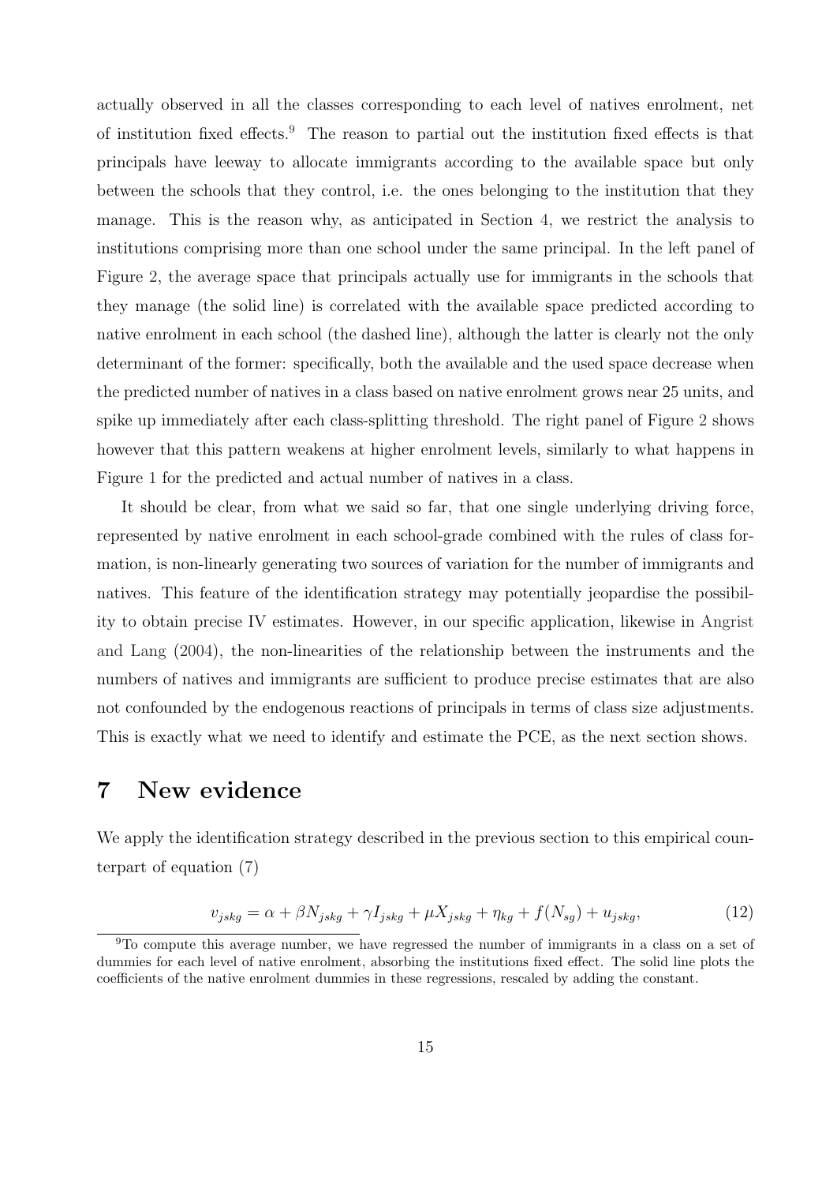actually observed in all the classes corresponding to each level of natives enrolment, net of institution fixed effects.[9] The reason to partial out the institution fixed effects is that principals have leeway to allocate immigrants according to the available space but only between the schools that they control, i.e. the ones belonging to the institution that they manage. This is the reason why, as anticipated in Section 4, we restrict the analysis to institutions comprising more than one school under the same principal. In the left panel of Figure 2, the average space that principals actually use for immigrants in the schools that they manage (the solid line) is correlated with the available space predicted according to native enrolment in each school (the dashed line), although the latter is clearly not the only determinant of the former: specifically, both the available and the used space decrease when the predicted number of natives in a class based on native enrolment grows near 25 units, and spike up immediately after each class-splitting threshold. The right panel of Figure 2 shows however that this pattern weakens at higher enrolment levels, similarly to what happens in Figure 1 for the predicted and actual number of natives in a class.

It should be clear, from what we said so far, that one single underlying driving force, represented by native enrolment in each school-grade combined with the rules of class formation, is non-linearly generating two sources of variation for the number of immigrants and natives. This feature of the identification strategy may potentially jeopardise the possibility to obtain precise IV estimates. However, in our specific application, likewise in Angrist and Lang (2004), the non-linearities of the relationship between the instruments and the numbers of natives and immigrants are sufficient to produce precise estimates that are also not confounded by the endogenous reactions of principals in terms of class size adjustments. This is exactly what we need to identify and estimate the PCE, as the next section shows.

# 7 New evidence

We apply the identification strategy described in the previous section to this empirical counterpart of equation (7)

$$v_{jskg} = \alpha + \beta N_{jskg} + \gamma I_{jskg} + \mu X_{jskg} + \eta_{kg} + f(N_{sg}) + u_{jskg}, \tag{12}$$

[9] To compute this average number, we have regressed the number of immigrants in a class on a set of dummies for each level of native enrolment, absorbing the institutions fixed effect. The solid line plots the coefficients of the native enrolment dummies in these regressions, rescaled by adding the constant.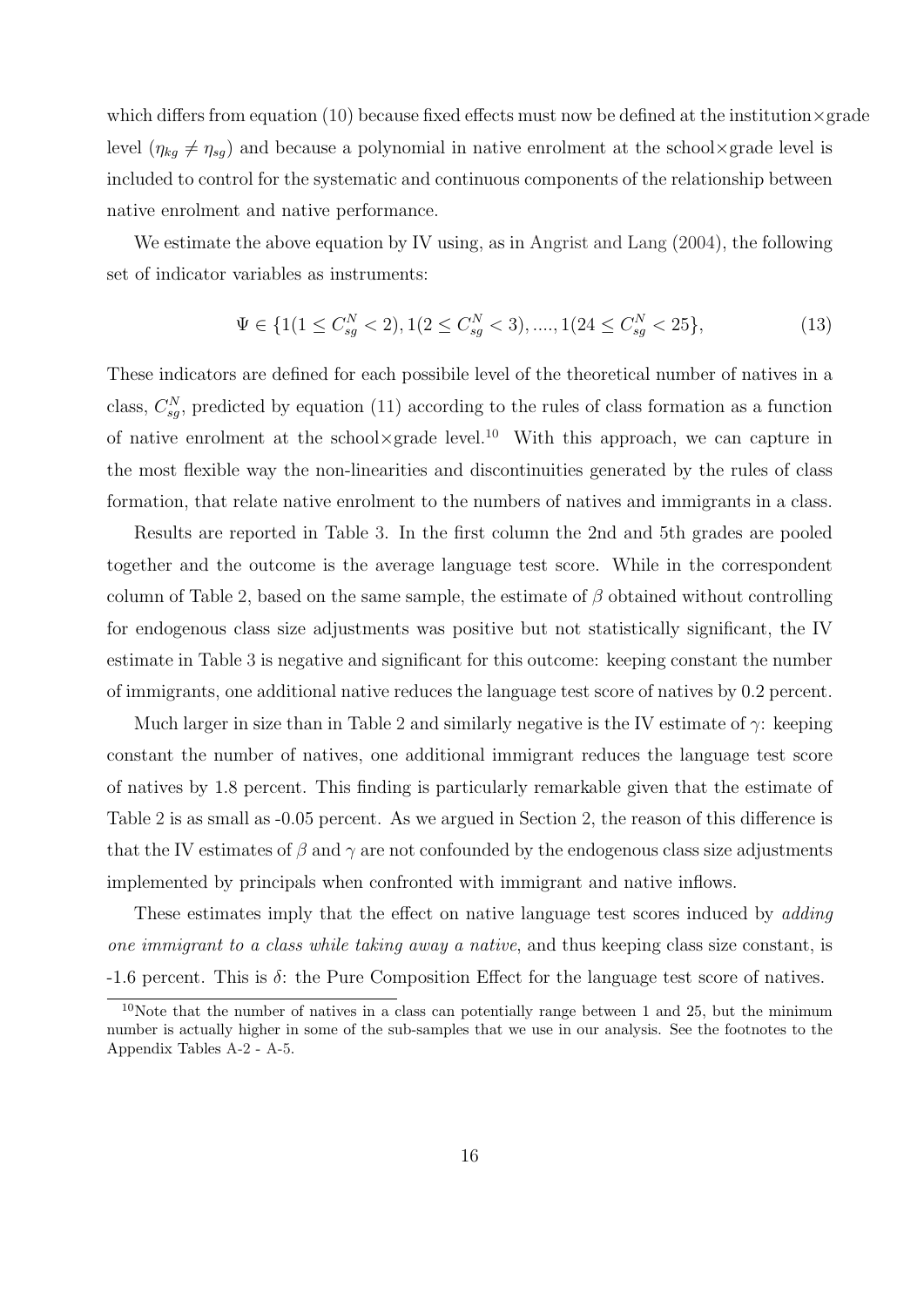which differs from equation (10) because fixed effects must now be defined at the institution×grade level ($\eta_{kg} \neq \eta_{sg}$) and because a polynomial in native enrolment at the school×grade level is included to control for the systematic and continuous components of the relationship between native enrolment and native performance.

We estimate the above equation by IV using, as in Angrist and Lang (2004), the following set of indicator variables as instruments:

$$\Psi \in \{1(1 \leq C^N_{sg} < 2), 1(2 \leq C^N_{sg} < 3), ...., 1(24 \leq C^N_{sg} < 25\}, \tag{13}$$

These indicators are defined for each possibile level of the theoretical number of natives in a class, $C^N_{sg}$, predicted by equation (11) according to the rules of class formation as a function of native enrolment at the school×grade level.[10] With this approach, we can capture in the most flexible way the non-linearities and discontinuities generated by the rules of class formation, that relate native enrolment to the numbers of natives and immigrants in a class.

Results are reported in Table 3. In the first column the 2nd and 5th grades are pooled together and the outcome is the average language test score. While in the correspondent column of Table 2, based on the same sample, the estimate of $\beta$ obtained without controlling for endogenous class size adjustments was positive but not statistically significant, the IV estimate in Table 3 is negative and significant for this outcome: keeping constant the number of immigrants, one additional native reduces the language test score of natives by 0.2 percent.

Much larger in size than in Table 2 and similarly negative is the IV estimate of $\gamma$: keeping constant the number of natives, one additional immigrant reduces the language test score of natives by 1.8 percent. This finding is particularly remarkable given that the estimate of Table 2 is as small as -0.05 percent. As we argued in Section 2, the reason of this difference is that the IV estimates of $\beta$ and $\gamma$ are not confounded by the endogenous class size adjustments implemented by principals when confronted with immigrant and native inflows.

These estimates imply that the effect on native language test scores induced by *adding one immigrant to a class while taking away a native*, and thus keeping class size constant, is -1.6 percent. This is $\delta$: the Pure Composition Effect for the language test score of natives.

[10] Note that the number of natives in a class can potentially range between 1 and 25, but the minimum number is actually higher in some of the sub-samples that we use in our analysis. See the footnotes to the Appendix Tables A-2 - A-5.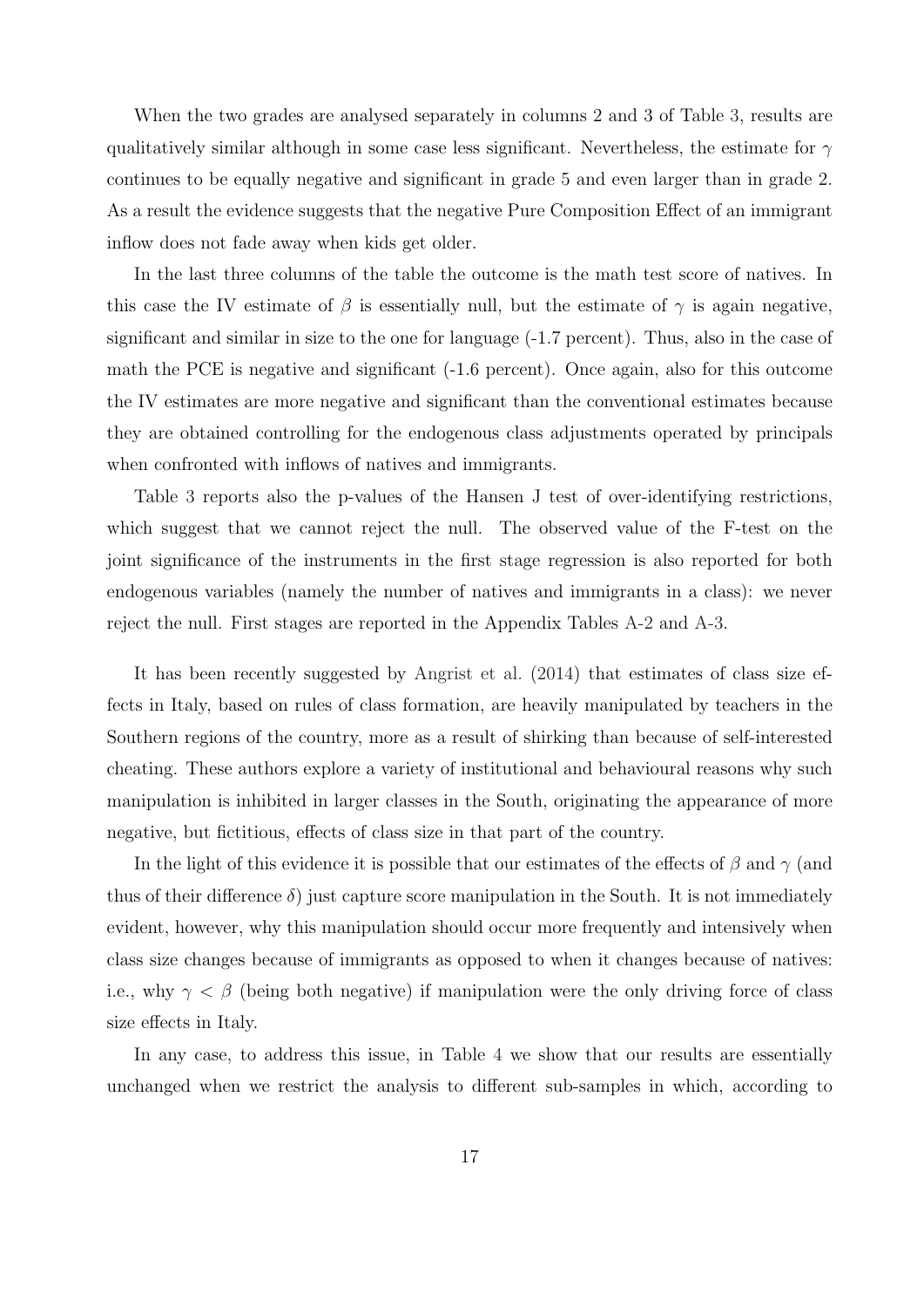When the two grades are analysed separately in columns 2 and 3 of Table 3, results are qualitatively similar although in some case less significant. Nevertheless, the estimate for $\gamma$ continues to be equally negative and significant in grade 5 and even larger than in grade 2. As a result the evidence suggests that the negative Pure Composition Effect of an immigrant inflow does not fade away when kids get older.

In the last three columns of the table the outcome is the math test score of natives. In this case the IV estimate of $\beta$ is essentially null, but the estimate of $\gamma$ is again negative, significant and similar in size to the one for language (-1.7 percent). Thus, also in the case of math the PCE is negative and significant (-1.6 percent). Once again, also for this outcome the IV estimates are more negative and significant than the conventional estimates because they are obtained controlling for the endogenous class adjustments operated by principals when confronted with inflows of natives and immigrants.

Table 3 reports also the p-values of the Hansen J test of over-identifying restrictions, which suggest that we cannot reject the null. The observed value of the F-test on the joint significance of the instruments in the first stage regression is also reported for both endogenous variables (namely the number of natives and immigrants in a class): we never reject the null. First stages are reported in the Appendix Tables A-2 and A-3.

It has been recently suggested by Angrist et al. (2014) that estimates of class size effects in Italy, based on rules of class formation, are heavily manipulated by teachers in the Southern regions of the country, more as a result of shirking than because of self-interested cheating. These authors explore a variety of institutional and behavioural reasons why such manipulation is inhibited in larger classes in the South, originating the appearance of more negative, but fictitious, effects of class size in that part of the country.

In the light of this evidence it is possible that our estimates of the effects of $\beta$ and $\gamma$ (and thus of their difference $\delta$) just capture score manipulation in the South. It is not immediately evident, however, why this manipulation should occur more frequently and intensively when class size changes because of immigrants as opposed to when it changes because of natives: i.e., why $\gamma < \beta$ (being both negative) if manipulation were the only driving force of class size effects in Italy.

In any case, to address this issue, in Table 4 we show that our results are essentially unchanged when we restrict the analysis to different sub-samples in which, according to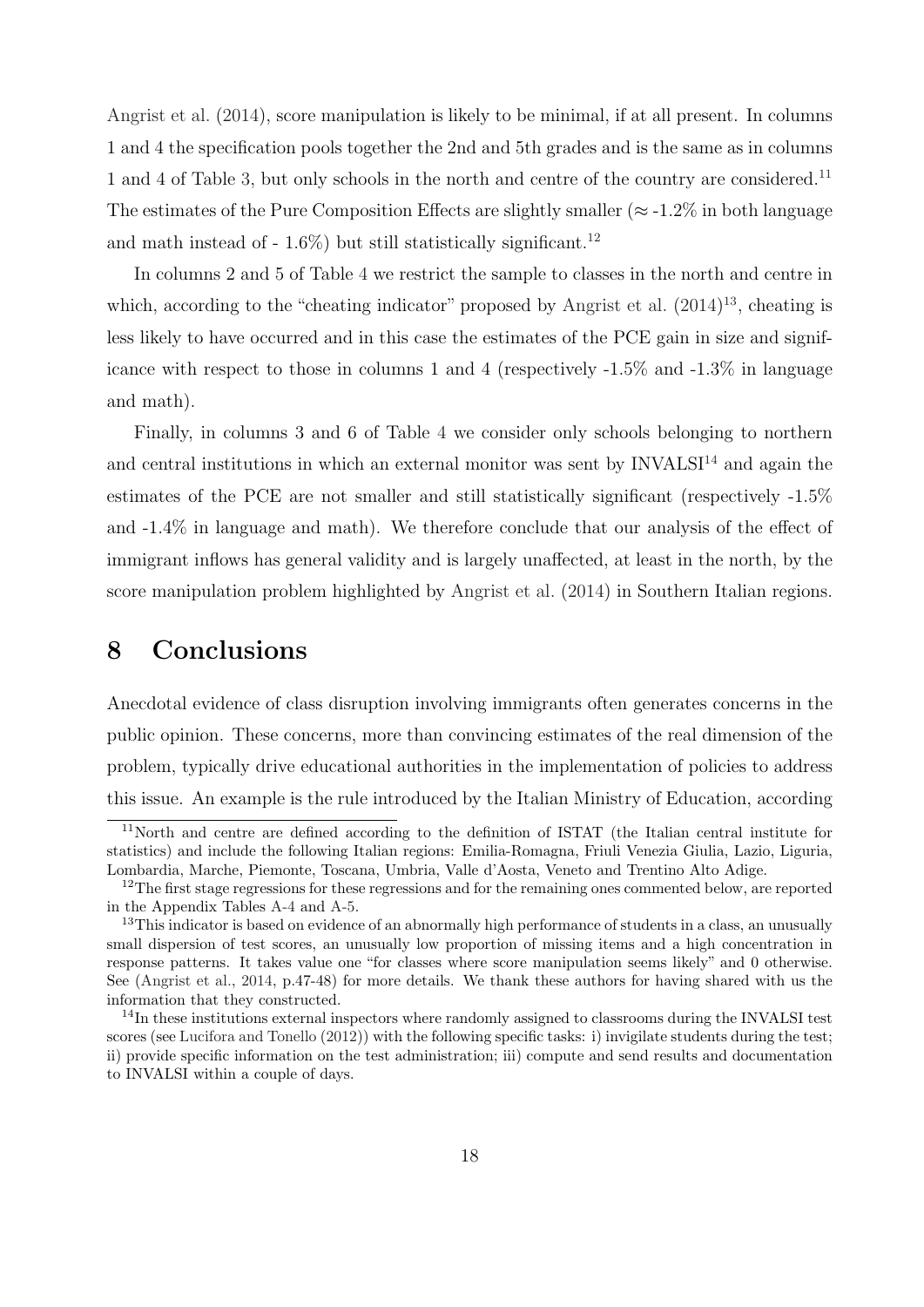Angrist et al. (2014), score manipulation is likely to be minimal, if at all present. In columns 1 and 4 the specification pools together the 2nd and 5th grades and is the same as in columns 1 and 4 of Table 3, but only schools in the north and centre of the country are considered.[11] The estimates of the Pure Composition Effects are slightly smaller ($\approx$ -1.2% in both language and math instead of - 1.6%) but still statistically significant.[12]

In columns 2 and 5 of Table 4 we restrict the sample to classes in the north and centre in which, according to the "cheating indicator" proposed by Angrist et al. (2014)[13], cheating is less likely to have occurred and in this case the estimates of the PCE gain in size and significance with respect to those in columns 1 and 4 (respectively -1.5% and -1.3% in language and math).

Finally, in columns 3 and 6 of Table 4 we consider only schools belonging to northern and central institutions in which an external monitor was sent by INVALSI[14] and again the estimates of the PCE are not smaller and still statistically significant (respectively -1.5% and -1.4% in language and math). We therefore conclude that our analysis of the effect of immigrant inflows has general validity and is largely unaffected, at least in the north, by the score manipulation problem highlighted by Angrist et al. (2014) in Southern Italian regions.

# 8 Conclusions

Anecdotal evidence of class disruption involving immigrants often generates concerns in the public opinion. These concerns, more than convincing estimates of the real dimension of the problem, typically drive educational authorities in the implementation of policies to address this issue. An example is the rule introduced by the Italian Ministry of Education, according

---

[11] North and centre are defined according to the definition of ISTAT (the Italian central institute for statistics) and include the following Italian regions: Emilia-Romagna, Friuli Venezia Giulia, Lazio, Liguria, Lombardia, Marche, Piemonte, Toscana, Umbria, Valle d'Aosta, Veneto and Trentino Alto Adige.

[12] The first stage regressions for these regressions and for the remaining ones commented below, are reported in the Appendix Tables A-4 and A-5.

[13] This indicator is based on evidence of an abnormally high performance of students in a class, an unusually small dispersion of test scores, an unusually low proportion of missing items and a high concentration in response patterns. It takes value one "for classes where score manipulation seems likely" and 0 otherwise. See (Angrist et al., 2014, p.47-48) for more details. We thank these authors for having shared with us the information that they constructed.

[14] In these institutions external inspectors where randomly assigned to classrooms during the INVALSI test scores (see Lucifora and Tonello (2012)) with the following specific tasks: i) invigilate students during the test; ii) provide specific information on the test administration; iii) compute and send results and documentation to INVALSI within a couple of days.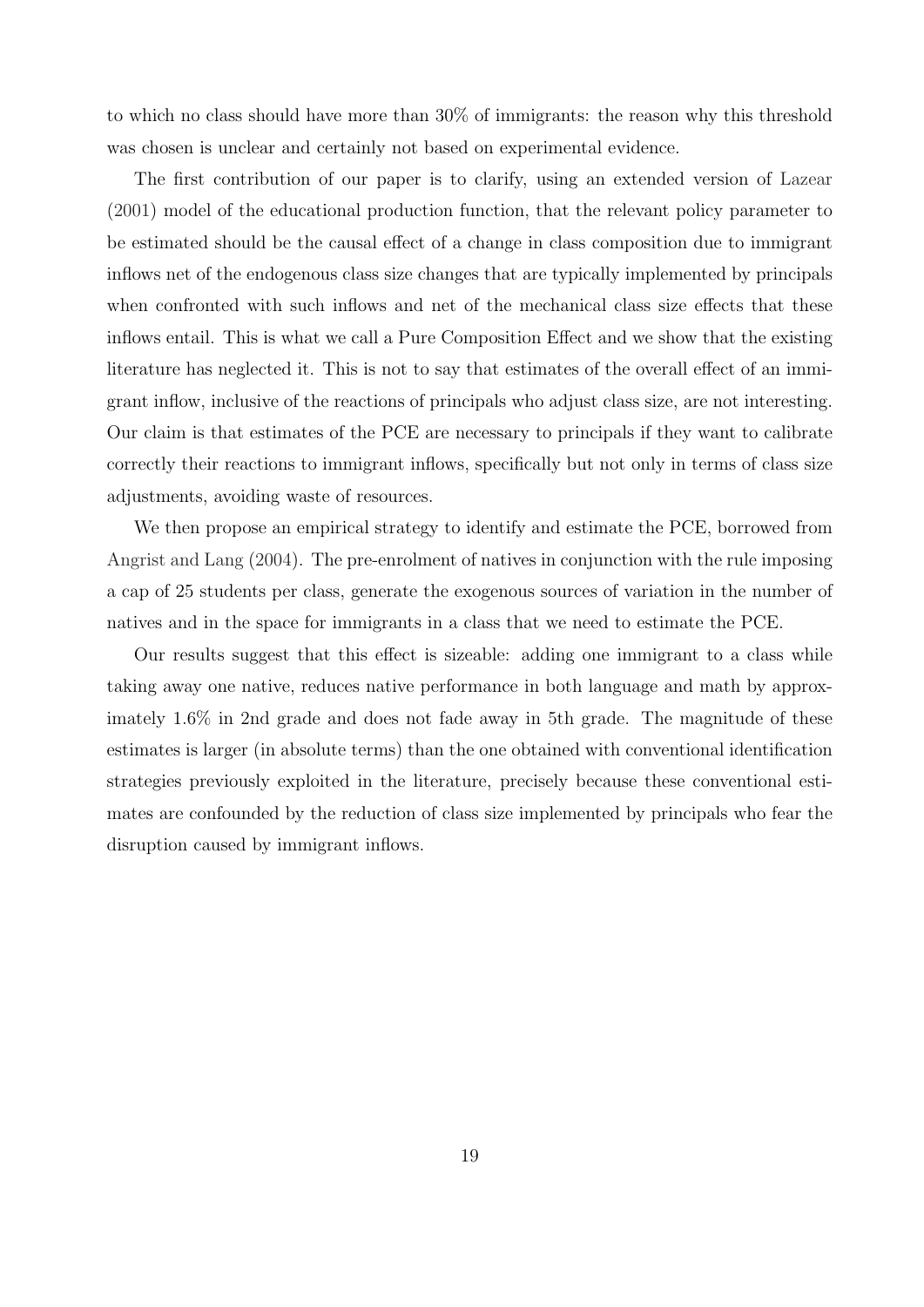to which no class should have more than 30% of immigrants: the reason why this threshold was chosen is unclear and certainly not based on experimental evidence.

The first contribution of our paper is to clarify, using an extended version of Lazear (2001) model of the educational production function, that the relevant policy parameter to be estimated should be the causal effect of a change in class composition due to immigrant inflows net of the endogenous class size changes that are typically implemented by principals when confronted with such inflows and net of the mechanical class size effects that these inflows entail. This is what we call a Pure Composition Effect and we show that the existing literature has neglected it. This is not to say that estimates of the overall effect of an immigrant inflow, inclusive of the reactions of principals who adjust class size, are not interesting. Our claim is that estimates of the PCE are necessary to principals if they want to calibrate correctly their reactions to immigrant inflows, specifically but not only in terms of class size adjustments, avoiding waste of resources.

We then propose an empirical strategy to identify and estimate the PCE, borrowed from Angrist and Lang (2004). The pre-enrolment of natives in conjunction with the rule imposing a cap of 25 students per class, generate the exogenous sources of variation in the number of natives and in the space for immigrants in a class that we need to estimate the PCE.

Our results suggest that this effect is sizeable: adding one immigrant to a class while taking away one native, reduces native performance in both language and math by approximately 1.6% in 2nd grade and does not fade away in 5th grade. The magnitude of these estimates is larger (in absolute terms) than the one obtained with conventional identification strategies previously exploited in the literature, precisely because these conventional estimates are confounded by the reduction of class size implemented by principals who fear the disruption caused by immigrant inflows.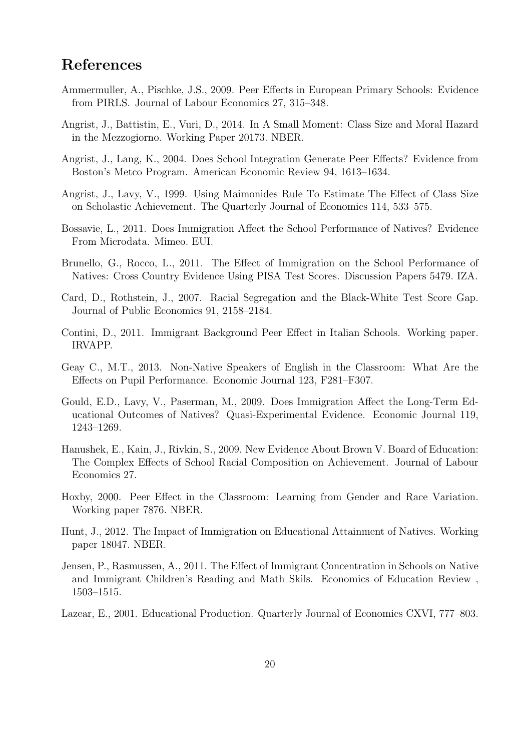## References

Ammermuller, A., Pischke, J.S., 2009. Peer Effects in European Primary Schools: Evidence from PIRLS. Journal of Labour Economics 27, 315–348.

Angrist, J., Battistin, E., Vuri, D., 2014. In A Small Moment: Class Size and Moral Hazard in the Mezzogiorno. Working Paper 20173. NBER.

Angrist, J., Lang, K., 2004. Does School Integration Generate Peer Effects? Evidence from Boston's Metco Program. American Economic Review 94, 1613–1634.

Angrist, J., Lavy, V., 1999. Using Maimonides Rule To Estimate The Effect of Class Size on Scholastic Achievement. The Quarterly Journal of Economics 114, 533–575.

Bossavie, L., 2011. Does Immigration Affect the School Performance of Natives? Evidence From Microdata. Mimeo. EUI.

Brunello, G., Rocco, L., 2011. The Effect of Immigration on the School Performance of Natives: Cross Country Evidence Using PISA Test Scores. Discussion Papers 5479. IZA.

Card, D., Rothstein, J., 2007. Racial Segregation and the Black-White Test Score Gap. Journal of Public Economics 91, 2158–2184.

Contini, D., 2011. Immigrant Background Peer Effect in Italian Schools. Working paper. IRVAPP.

Geay C., M.T., 2013. Non-Native Speakers of English in the Classroom: What Are the Effects on Pupil Performance. Economic Journal 123, F281–F307.

Gould, E.D., Lavy, V., Paserman, M., 2009. Does Immigration Affect the Long-Term Educational Outcomes of Natives? Quasi-Experimental Evidence. Economic Journal 119, 1243–1269.

Hanushek, E., Kain, J., Rivkin, S., 2009. New Evidence About Brown V. Board of Education: The Complex Effects of School Racial Composition on Achievement. Journal of Labour Economics 27.

Hoxby, 2000. Peer Effect in the Classroom: Learning from Gender and Race Variation. Working paper 7876. NBER.

Hunt, J., 2012. The Impact of Immigration on Educational Attainment of Natives. Working paper 18047. NBER.

Jensen, P., Rasmussen, A., 2011. The Effect of Immigrant Concentration in Schools on Native and Immigrant Children's Reading and Math Skils. Economics of Education Review , 1503–1515.

Lazear, E., 2001. Educational Production. Quarterly Journal of Economics CXVI, 777–803.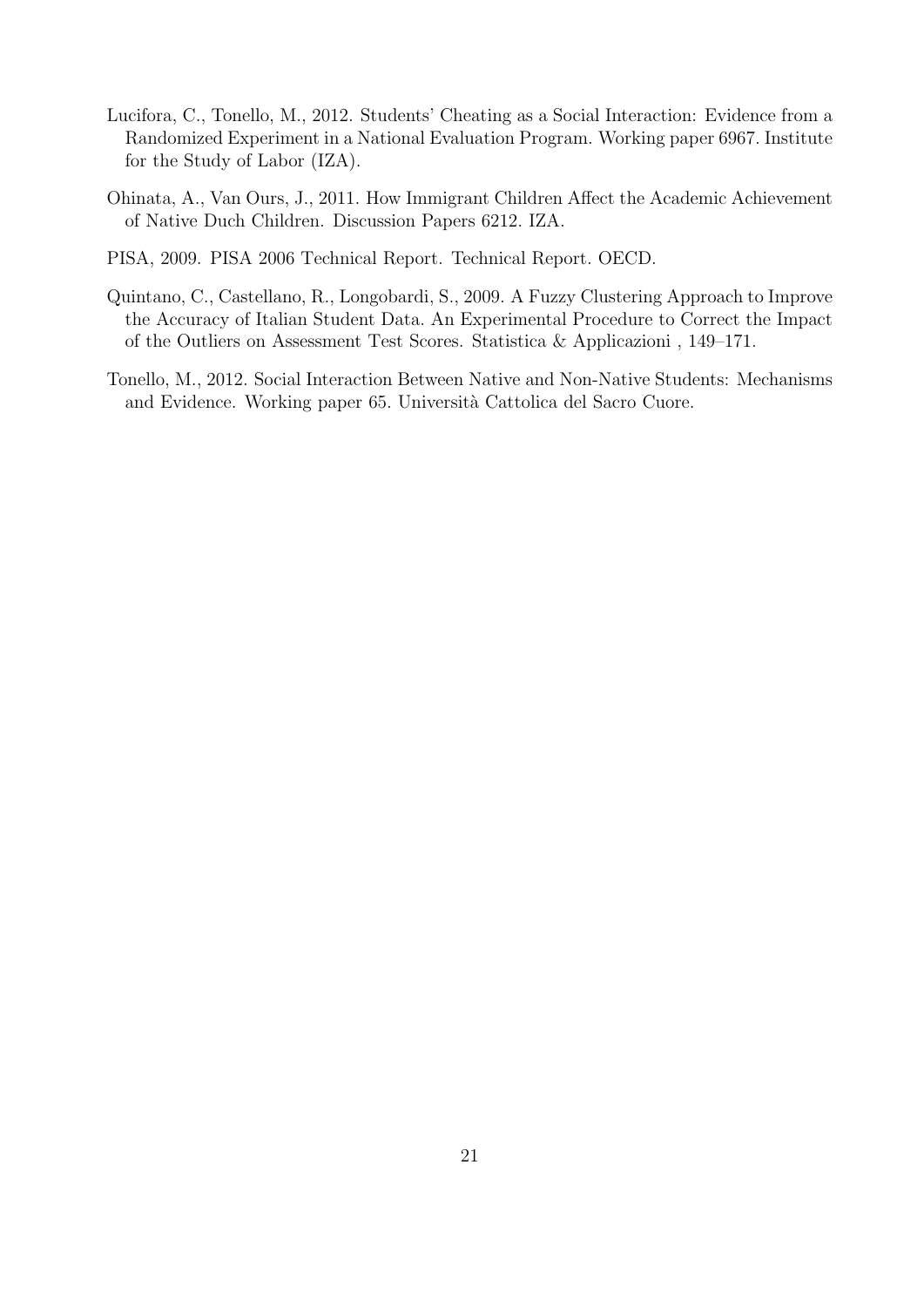Lucifora, C., Tonello, M., 2012. Students' Cheating as a Social Interaction: Evidence from a Randomized Experiment in a National Evaluation Program. Working paper 6967. Institute for the Study of Labor (IZA).

Ohinata, A., Van Ours, J., 2011. How Immigrant Children Affect the Academic Achievement of Native Duch Children. Discussion Papers 6212. IZA.

PISA, 2009. PISA 2006 Technical Report. Technical Report. OECD.

Quintano, C., Castellano, R., Longobardi, S., 2009. A Fuzzy Clustering Approach to Improve the Accuracy of Italian Student Data. An Experimental Procedure to Correct the Impact of the Outliers on Assessment Test Scores. Statistica & Applicazioni , 149–171.

Tonello, M., 2012. Social Interaction Between Native and Non-Native Students: Mechanisms and Evidence. Working paper 65. Università Cattolica del Sacro Cuore.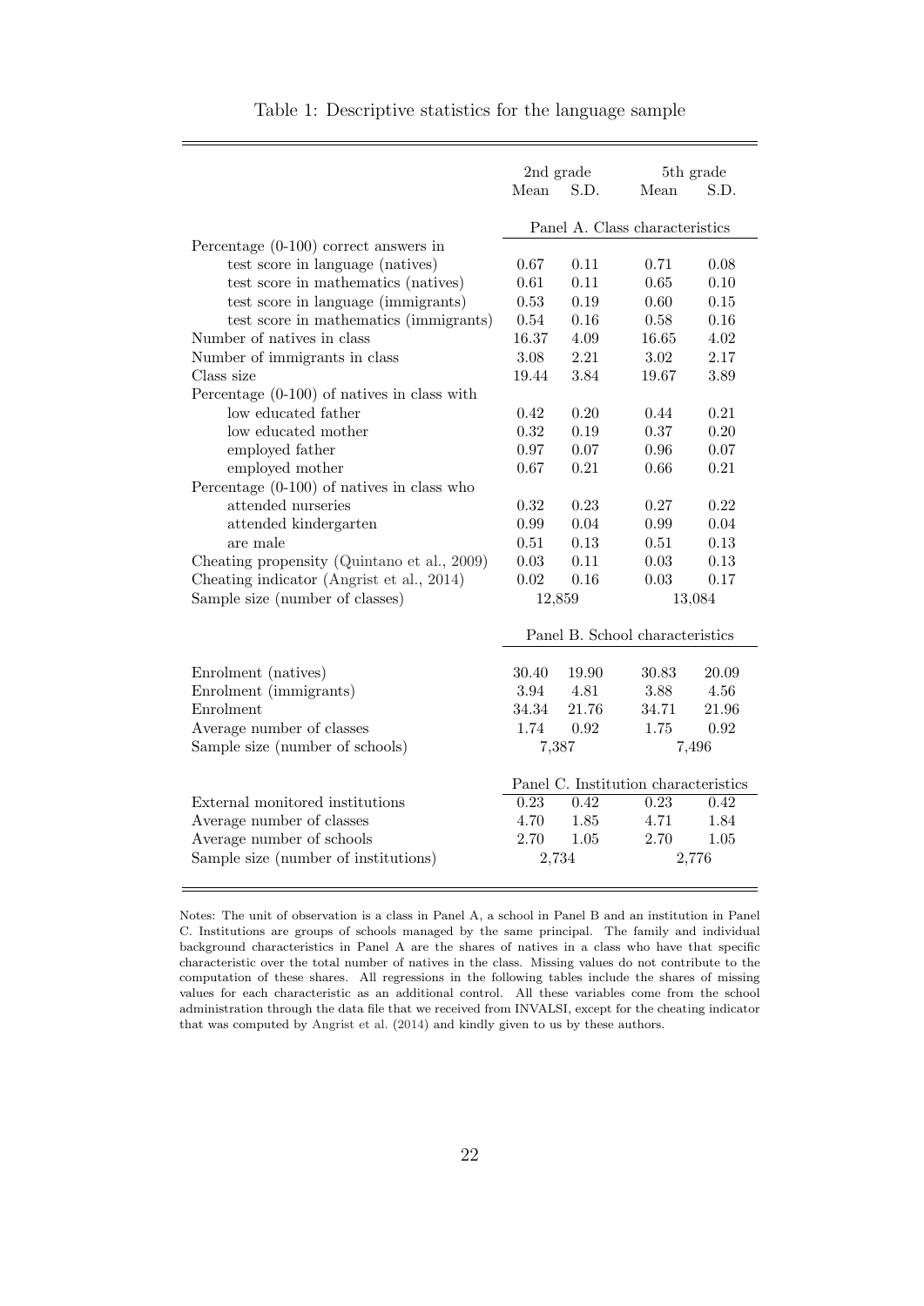Table 1: Descriptive statistics for the language sample

| | 2nd grade | | 5th grade | |
|---|---|---|---|---|
| | Mean | S.D. | Mean | S.D. |
| | Panel A. Class characteristics | | | |
| Percentage (0-100) correct answers in | | | | |
| test score in language (natives) | 0.67 | 0.11 | 0.71 | 0.08 |
| test score in mathematics (natives) | 0.61 | 0.11 | 0.65 | 0.10 |
| test score in language (immigrants) | 0.53 | 0.19 | 0.60 | 0.15 |
| test score in mathematics (immigrants) | 0.54 | 0.16 | 0.58 | 0.16 |
| Number of natives in class | 16.37 | 4.09 | 16.65 | 4.02 |
| Number of immigrants in class | 3.08 | 2.21 | 3.02 | 2.17 |
| Class size | 19.44 | 3.84 | 19.67 | 3.89 |
| Percentage (0-100) of natives in class with | | | | |
| low educated father | 0.42 | 0.20 | 0.44 | 0.21 |
| low educated mother | 0.32 | 0.19 | 0.37 | 0.20 |
| employed father | 0.97 | 0.07 | 0.96 | 0.07 |
| employed mother | 0.67 | 0.21 | 0.66 | 0.21 |
| Percentage (0-100) of natives in class who | | | | |
| attended nurseries | 0.32 | 0.23 | 0.27 | 0.22 |
| attended kindergarten | 0.99 | 0.04 | 0.99 | 0.04 |
| are male | 0.51 | 0.13 | 0.51 | 0.13 |
| Cheating propensity (Quintano et al., 2009) | 0.03 | 0.11 | 0.03 | 0.13 |
| Cheating indicator (Angrist et al., 2014) | 0.02 | 0.16 | 0.03 | 0.17 |
| Sample size (number of classes) | 12,859 | | 13,084 | |
| | Panel B. School characteristics | | | |
| Enrolment (natives) | 30.40 | 19.90 | 30.83 | 20.09 |
| Enrolment (immigrants) | 3.94 | 4.81 | 3.88 | 4.56 |
| Enrolment | 34.34 | 21.76 | 34.71 | 21.96 |
| Average number of classes | 1.74 | 0.92 | 1.75 | 0.92 |
| Sample size (number of schools) | 7,387 | | 7,496 | |
| | Panel C. Institution characteristics | | | |
| External monitored institutions | 0.23 | 0.42 | 0.23 | 0.42 |
| Average number of classes | 4.70 | 1.85 | 4.71 | 1.84 |
| Average number of schools | 2.70 | 1.05 | 2.70 | 1.05 |
| Sample size (number of institutions) | 2,734 | | 2,776 | |

Notes: The unit of observation is a class in Panel A, a school in Panel B and an institution in Panel C. Institutions are groups of schools managed by the same principal. The family and individual background characteristics in Panel A are the shares of natives in a class who have that specific characteristic over the total number of natives in the class. Missing values do not contribute to the computation of these shares. All regressions in the following tables include the shares of missing values for each characteristic as an additional control. All these variables come from the school administration through the data file that we received from INVALSI, except for the cheating indicator that was computed by Angrist et al. (2014) and kindly given to us by these authors.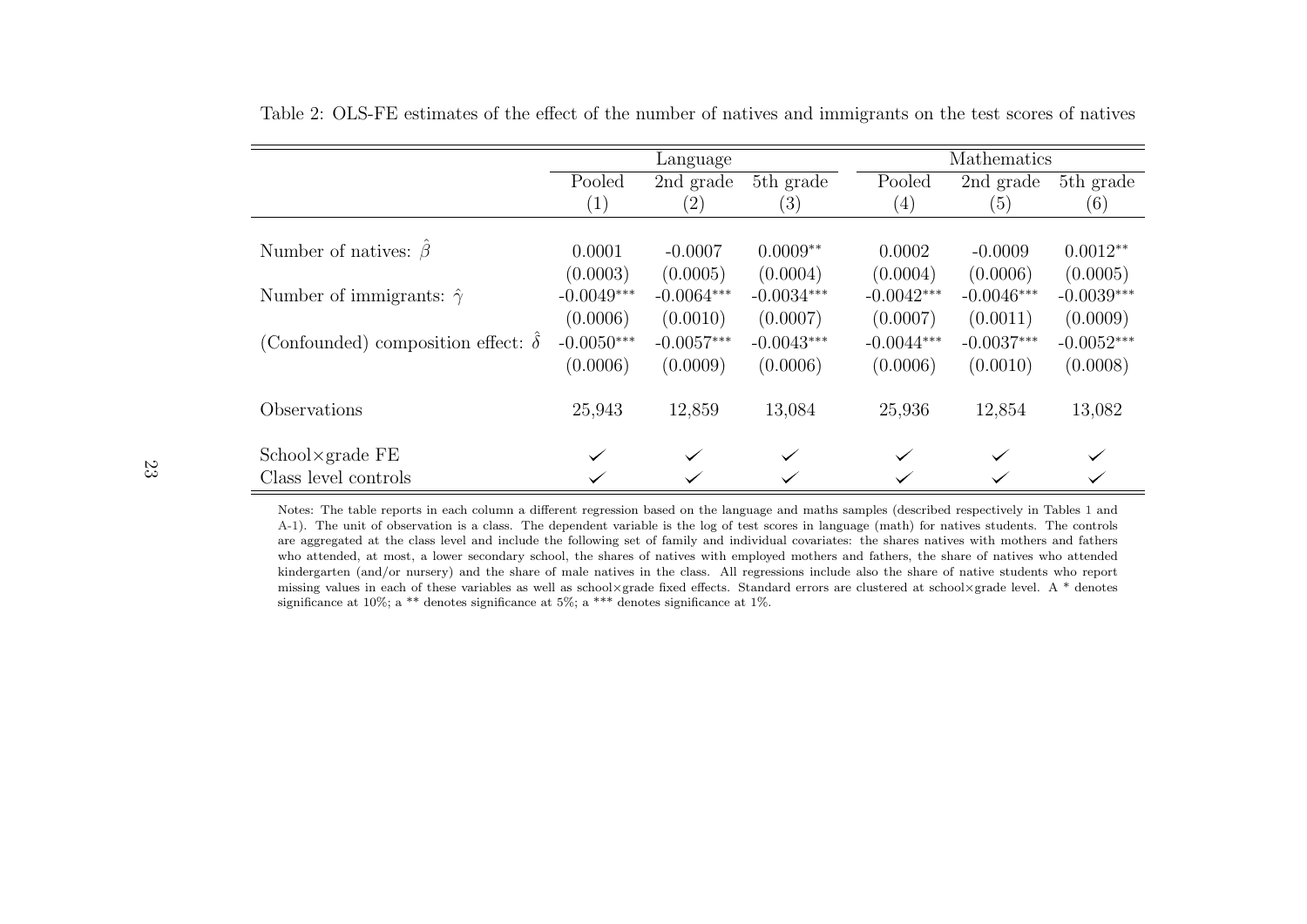Table 2: OLS-FE estimates of the effect of the number of natives and immigrants on the test scores of natives

| | Language | | | Mathematics | | |
|---|---|---|---|---|---|---|
| | Pooled | 2nd grade | 5th grade | Pooled | 2nd grade | 5th grade |
| | (1) | (2) | (3) | (4) | (5) | (6) |
| Number of natives: $\hat{\beta}$ | 0.0001 | -0.0007 | 0.0009** | 0.0002 | -0.0009 | 0.0012** |
| | (0.0003) | (0.0005) | (0.0004) | (0.0004) | (0.0006) | (0.0005) |
| Number of immigrants: $\hat{\gamma}$ | -0.0049*** | -0.0064*** | -0.0034*** | -0.0042*** | -0.0046*** | -0.0039*** |
| | (0.0006) | (0.0010) | (0.0007) | (0.0007) | (0.0011) | (0.0009) |
| (Confounded) composition effect: $\hat{\delta}$ | -0.0050*** | -0.0057*** | -0.0043*** | -0.0044*** | -0.0037*** | -0.0052*** |
| | (0.0006) | (0.0009) | (0.0006) | (0.0006) | (0.0010) | (0.0008) |
| Observations | 25,943 | 12,859 | 13,084 | 25,936 | 12,854 | 13,082 |
| School×grade FE | ✓ | ✓ | ✓ | ✓ | ✓ | ✓ |
| Class level controls | ✓ | ✓ | ✓ | ✓ | ✓ | ✓ |

Notes: The table reports in each column a different regression based on the language and maths samples (described respectively in Tables 1 and A-1). The unit of observation is a class. The dependent variable is the log of test scores in language (math) for natives students. The controls are aggregated at the class level and include the following set of family and individual covariates: the shares natives with mothers and fathers who attended, at most, a lower secondary school, the shares of natives with employed mothers and fathers, the share of natives who attended kindergarten (and/or nursery) and the share of male natives in the class. All regressions include also the share of native students who report missing values in each of these variables as well as school×grade fixed effects. Standard errors are clustered at school×grade level. A * denotes significance at 10%; a ** denotes significance at 5%; a *** denotes significance at 1%.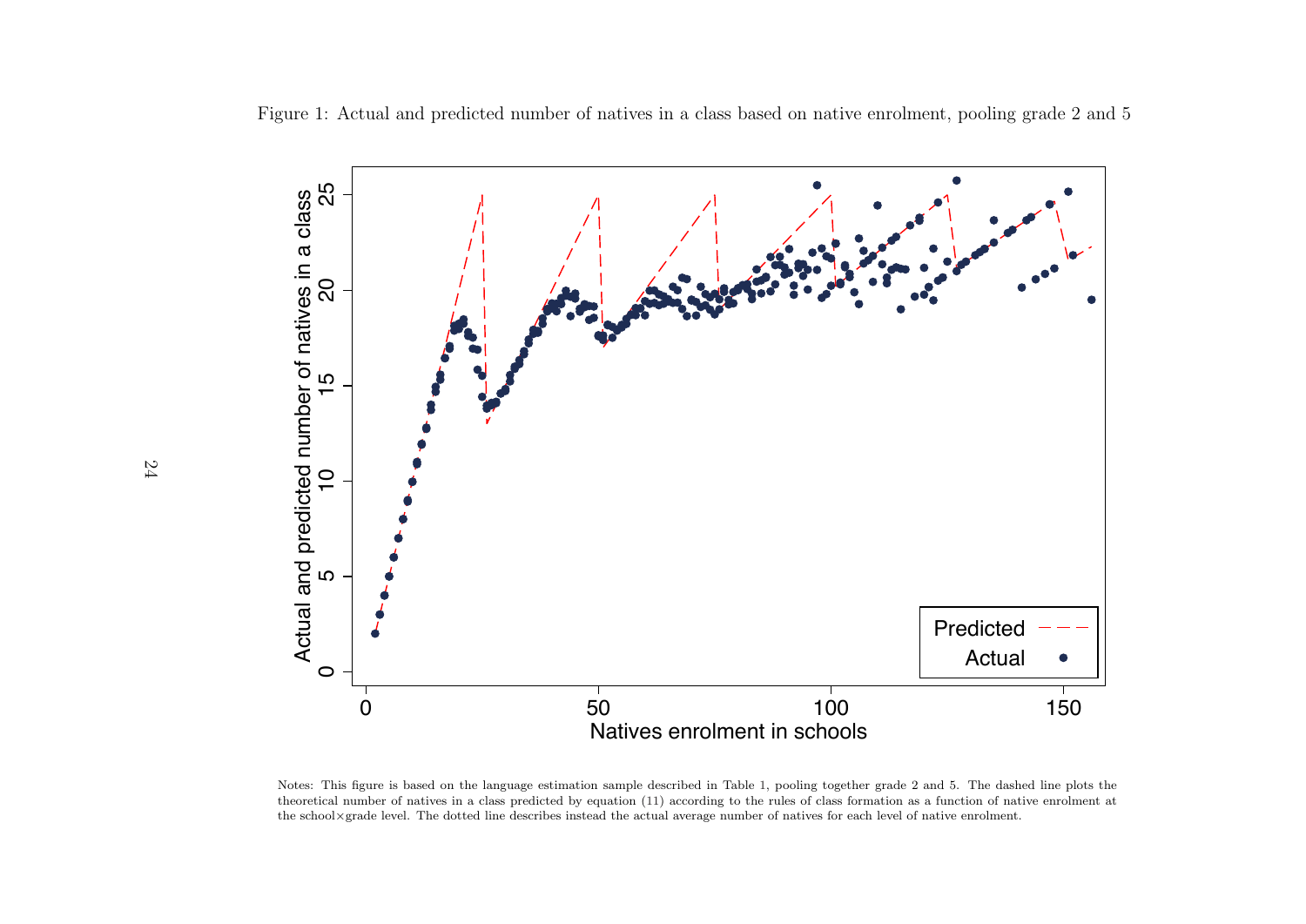Figure 1: Actual and predicted number of natives in a class based on native enrolment, pooling grade 2 and 5

Notes: This figure is based on the language estimation sample described in Table 1, pooling together grade 2 and 5. The dashed line plots the theoretical number of natives in a class predicted by equation (11) according to the rules of class formation as a function of native enrolment at the school×grade level. The dotted line describes instead the actual average number of natives for each level of native enrolment.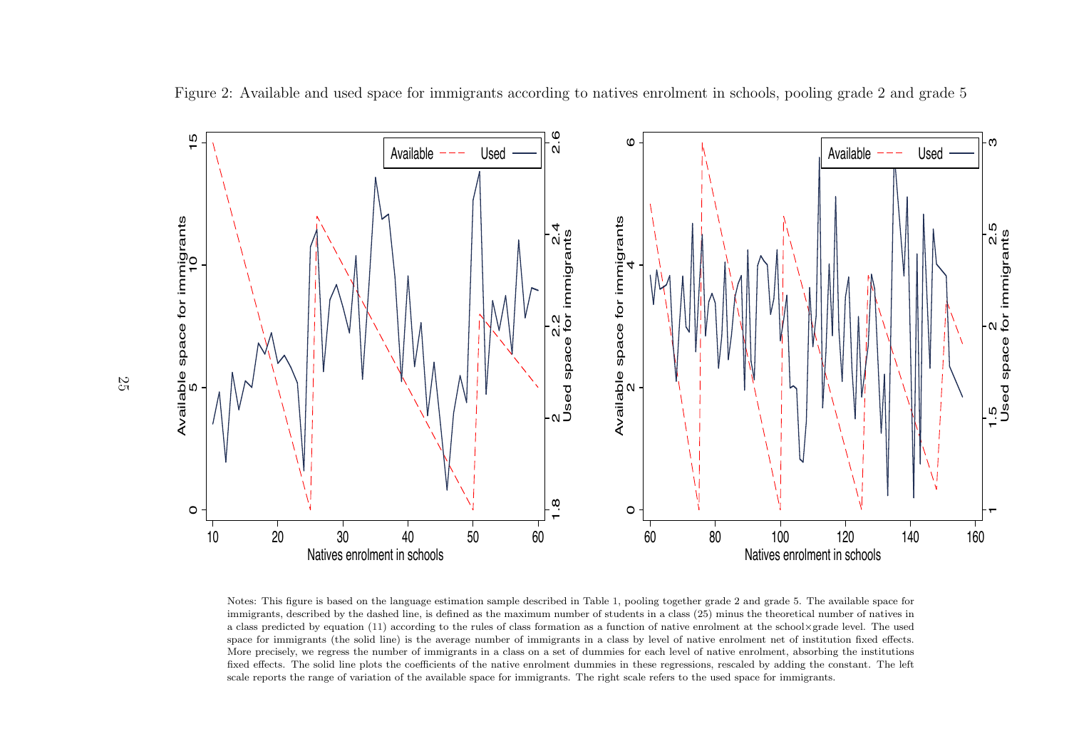Figure 2: Available and used space for immigrants according to natives enrolment in schools, pooling grade 2 and grade 5

Notes: This figure is based on the language estimation sample described in Table 1, pooling together grade 2 and grade 5. The available space for immigrants, described by the dashed line, is defined as the maximum number of students in a class (25) minus the theoretical number of natives in a class predicted by equation (11) according to the rules of class formation as a function of native enrolment at the school×grade level. The used space for immigrants (the solid line) is the average number of immigrants in a class by level of native enrolment net of institution fixed effects. More precisely, we regress the number of immigrants in a class on a set of dummies for each level of native enrolment, absorbing the institutions fixed effects. The solid line plots the coefficients of the native enrolment dummies in these regressions, rescaled by adding the constant. The left scale reports the range of variation of the available space for immigrants. The right scale refers to the used space for immigrants.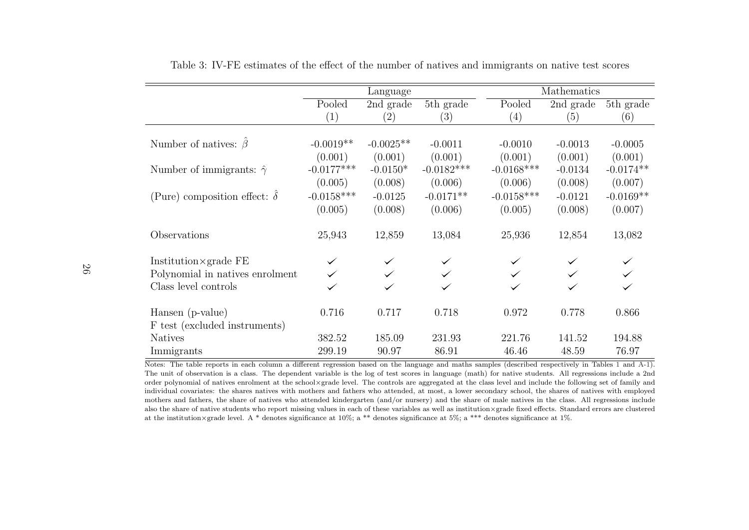Table 3: IV-FE estimates of the effect of the number of natives and immigrants on native test scores

| | Language | | | Mathematics | | |
|---|---|---|---|---|---|---|
| | Pooled | 2nd grade | 5th grade | Pooled | 2nd grade | 5th grade |
| | (1) | (2) | (3) | (4) | (5) | (6) |
| Number of natives: $\hat{\beta}$ | -0.0019** | -0.0025** | -0.0011 | -0.0010 | -0.0013 | -0.0005 |
| | (0.001) | (0.001) | (0.001) | (0.001) | (0.001) | (0.001) |
| Number of immigrants: $\hat{\gamma}$ | -0.0177*** | -0.0150* | -0.0182*** | -0.0168*** | -0.0134 | -0.0174** |
| | (0.005) | (0.008) | (0.006) | (0.006) | (0.008) | (0.007) |
| (Pure) composition effect: $\hat{\delta}$ | -0.0158*** | -0.0125 | -0.0171** | -0.0158*** | -0.0121 | -0.0169** |
| | (0.005) | (0.008) | (0.006) | (0.005) | (0.008) | (0.007) |
| Observations | 25,943 | 12,859 | 13,084 | 25,936 | 12,854 | 13,082 |
| Institution×grade FE | ✓ | ✓ | ✓ | ✓ | ✓ | ✓ |
| Polynomial in natives enrolment | ✓ | ✓ | ✓ | ✓ | ✓ | ✓ |
| Class level controls | ✓ | ✓ | ✓ | ✓ | ✓ | ✓ |
| Hansen (p-value) | 0.716 | 0.717 | 0.718 | 0.972 | 0.778 | 0.866 |
| F test (excluded instruments) | | | | | | |
| Natives | 382.52 | 185.09 | 231.93 | 221.76 | 141.52 | 194.88 |
| Immigrants | 299.19 | 90.97 | 86.91 | 46.46 | 48.59 | 76.97 |

Notes: The table reports in each column a different regression based on the language and maths samples (described respectively in Tables 1 and A-1). The unit of observation is a class. The dependent variable is the log of test scores in language (math) for native students. All regressions include a 2nd order polynomial of natives enrolment at the school×grade level. The controls are aggregated at the class level and include the following set of family and individual covariates: the shares natives with mothers and fathers who attended, at most, a lower secondary school, the shares of natives with employed mothers and fathers, the share of natives who attended kindergarten (and/or nursery) and the share of male natives in the class. All regressions include also the share of native students who report missing values in each of these variables as well as institution×grade fixed effects. Standard errors are clustered at the institution×grade level. A * denotes significance at 10%; a ** denotes significance at 5%; a *** denotes significance at 1%.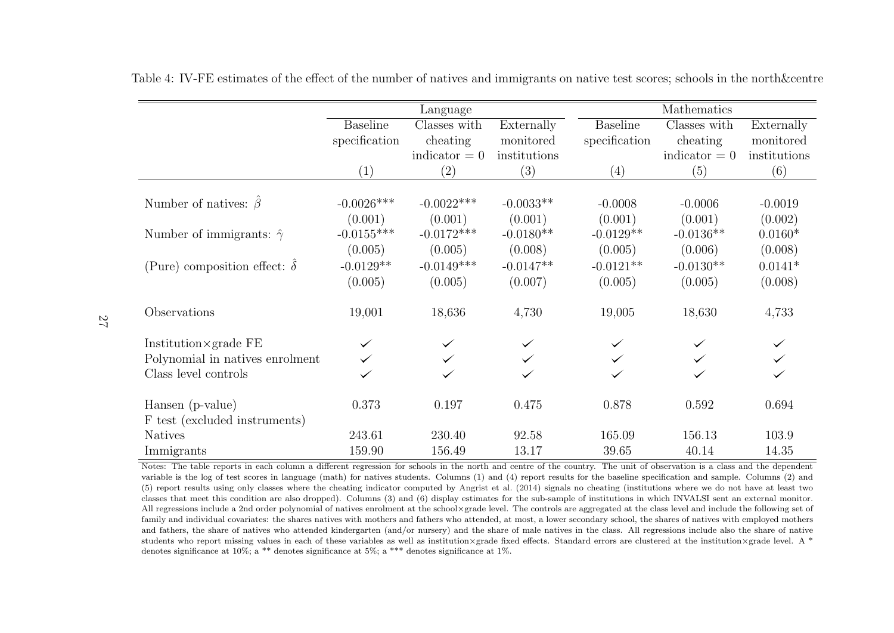Table 4: IV-FE estimates of the effect of the number of natives and immigrants on native test scores; schools in the north&centre

| | Language | | | Mathematics | | |
|---|---|---|---|---|---|---|
| | Baseline specification | Classes with cheating indicator = 0 | Externally monitored institutions | Baseline specification | Classes with cheating indicator = 0 | Externally monitored institutions |
| | (1) | (2) | (3) | (4) | (5) | (6) |
| Number of natives: $\hat{\beta}$ | -0.0026*** | -0.0022*** | -0.0033** | -0.0008 | -0.0006 | -0.0019 |
| | (0.001) | (0.001) | (0.001) | (0.001) | (0.001) | (0.002) |
| Number of immigrants: $\hat{\gamma}$ | -0.0155*** | -0.0172*** | -0.0180** | -0.0129** | -0.0136** | 0.0160* |
| | (0.005) | (0.005) | (0.008) | (0.005) | (0.006) | (0.008) |
| (Pure) composition effect: $\hat{\delta}$ | -0.0129** | -0.0149*** | -0.0147** | -0.0121** | -0.0130** | 0.0141* |
| | (0.005) | (0.005) | (0.007) | (0.005) | (0.005) | (0.008) |
| Observations | 19,001 | 18,636 | 4,730 | 19,005 | 18,630 | 4,733 |
| Institution×grade FE | ✓ | ✓ | ✓ | ✓ | ✓ | ✓ |
| Polynomial in natives enrolment | ✓ | ✓ | ✓ | ✓ | ✓ | ✓ |
| Class level controls | ✓ | ✓ | ✓ | ✓ | ✓ | ✓ |
| Hansen (p-value) | 0.373 | 0.197 | 0.475 | 0.878 | 0.592 | 0.694 |
| F test (excluded instruments) | | | | | | |
| Natives | 243.61 | 230.40 | 92.58 | 165.09 | 156.13 | 103.9 |
| Immigrants | 159.90 | 156.49 | 13.17 | 39.65 | 40.14 | 14.35 |

Notes: The table reports in each column a different regression for schools in the north and centre of the country. The unit of observation is a class and the dependent variable is the log of test scores in language (math) for natives students. Columns (1) and (4) report results for the baseline specification and sample. Columns (2) and (5) report results using only classes where the cheating indicator computed by Angrist et al. (2014) signals no cheating (institutions where we do not have at least two classes that meet this condition are also dropped). Columns (3) and (6) display estimates for the sub-sample of institutions in which INVALSI sent an external monitor. All regressions include a 2nd order polynomial of natives enrolment at the school×grade level. The controls are aggregated at the class level and include the following set of family and individual covariates: the shares natives with mothers and fathers who attended, at most, a lower secondary school, the shares of natives with employed mothers and fathers, the share of natives who attended kindergarten (and/or nursery) and the share of male natives in the class. All regressions include also the share of native students who report missing values in each of these variables as well as institution×grade fixed effects. Standard errors are clustered at the institution×grade level. A * denotes significance at 10%; a ** denotes significance at 5%; a *** denotes significance at 1%.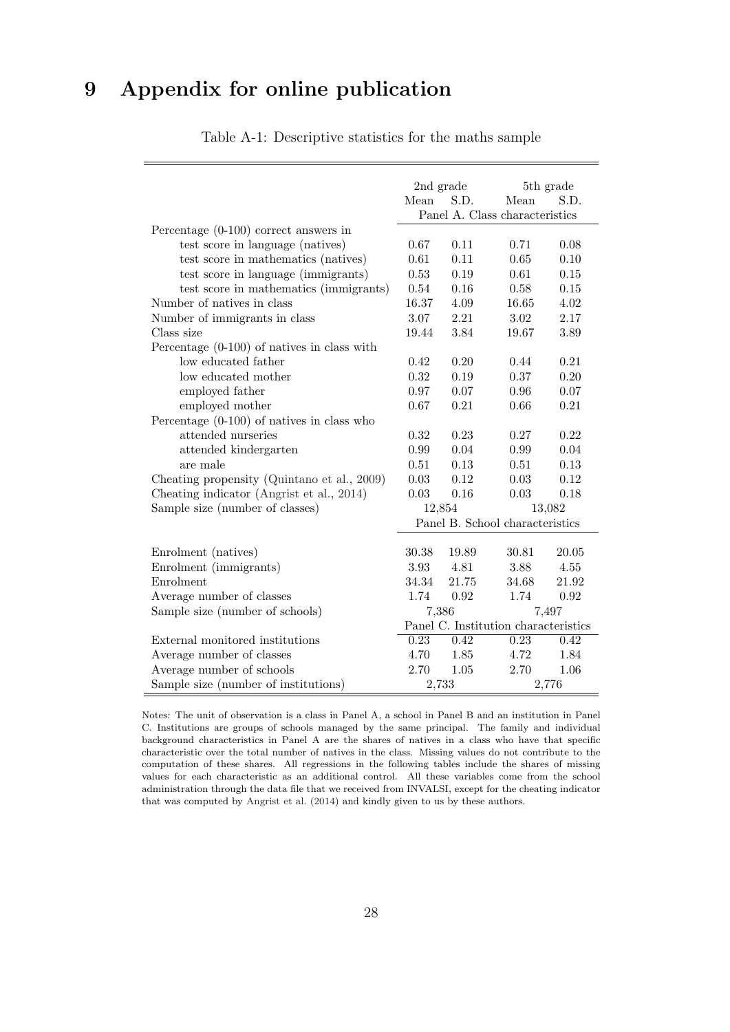# 9 Appendix for online publication

Table A-1: Descriptive statistics for the maths sample

| | 2nd grade | | 5th grade | |
|---|---|---|---|---|
| | Mean | S.D. | Mean | S.D. |
| | Panel A. Class characteristics | | | |
| Percentage (0-100) correct answers in | | | | |
| test score in language (natives) | 0.67 | 0.11 | 0.71 | 0.08 |
| test score in mathematics (natives) | 0.61 | 0.11 | 0.65 | 0.10 |
| test score in language (immigrants) | 0.53 | 0.19 | 0.61 | 0.15 |
| test score in mathematics (immigrants) | 0.54 | 0.16 | 0.58 | 0.15 |
| Number of natives in class | 16.37 | 4.09 | 16.65 | 4.02 |
| Number of immigrants in class | 3.07 | 2.21 | 3.02 | 2.17 |
| Class size | 19.44 | 3.84 | 19.67 | 3.89 |
| Percentage (0-100) of natives in class with | | | | |
| low educated father | 0.42 | 0.20 | 0.44 | 0.21 |
| low educated mother | 0.32 | 0.19 | 0.37 | 0.20 |
| employed father | 0.97 | 0.07 | 0.96 | 0.07 |
| employed mother | 0.67 | 0.21 | 0.66 | 0.21 |
| Percentage (0-100) of natives in class who | | | | |
| attended nurseries | 0.32 | 0.23 | 0.27 | 0.22 |
| attended kindergarten | 0.99 | 0.04 | 0.99 | 0.04 |
| are male | 0.51 | 0.13 | 0.51 | 0.13 |
| Cheating propensity (Quintano et al., 2009) | 0.03 | 0.12 | 0.03 | 0.12 |
| Cheating indicator (Angrist et al., 2014) | 0.03 | 0.16 | 0.03 | 0.18 |
| Sample size (number of classes) | 12,854 | | 13,082 | |
| | Panel B. School characteristics | | | |
| Enrolment (natives) | 30.38 | 19.89 | 30.81 | 20.05 |
| Enrolment (immigrants) | 3.93 | 4.81 | 3.88 | 4.55 |
| Enrolment | 34.34 | 21.75 | 34.68 | 21.92 |
| Average number of classes | 1.74 | 0.92 | 1.74 | 0.92 |
| Sample size (number of schools) | 7,386 | | 7,497 | |
| | Panel C. Institution characteristics | | | |
| External monitored institutions | 0.23 | 0.42 | 0.23 | 0.42 |
| Average number of classes | 4.70 | 1.85 | 4.72 | 1.84 |
| Average number of schools | 2.70 | 1.05 | 2.70 | 1.06 |
| Sample size (number of institutions) | 2,733 | | 2,776 | |

Notes: The unit of observation is a class in Panel A, a school in Panel B and an institution in Panel C. Institutions are groups of schools managed by the same principal. The family and individual background characteristics in Panel A are the shares of natives in a class who have that specific characteristic over the total number of natives in the class. Missing values do not contribute to the computation of these shares. All regressions in the following tables include the shares of missing values for each characteristic as an additional control. All these variables come from the school administration through the data file that we received from INVALSI, except for the cheating indicator that was computed by Angrist et al. (2014) and kindly given to us by these authors.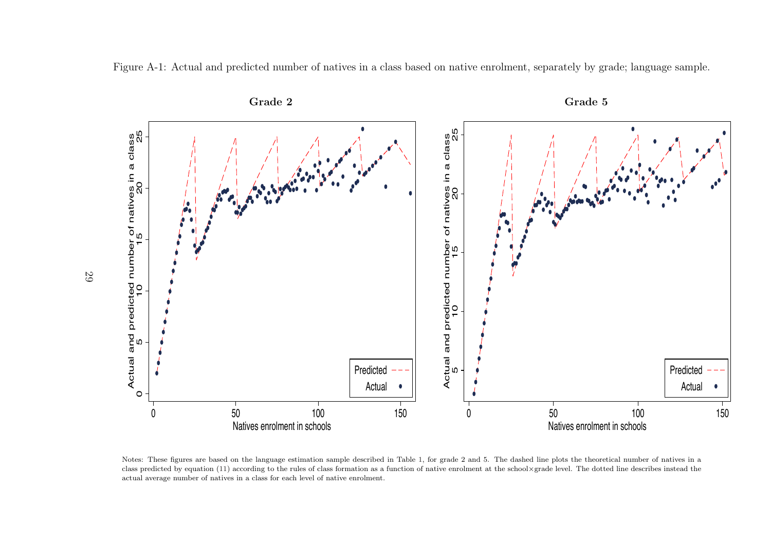Figure A-1: Actual and predicted number of natives in a class based on native enrolment, separately by grade; language sample.

Notes: These figures are based on the language estimation sample described in Table 1, for grade 2 and 5. The dashed line plots the theoretical number of natives in a class predicted by equation (11) according to the rules of class formation as a function of native enrolment at the school×grade level. The dotted line describes instead the actual average number of natives in a class for each level of native enrolment.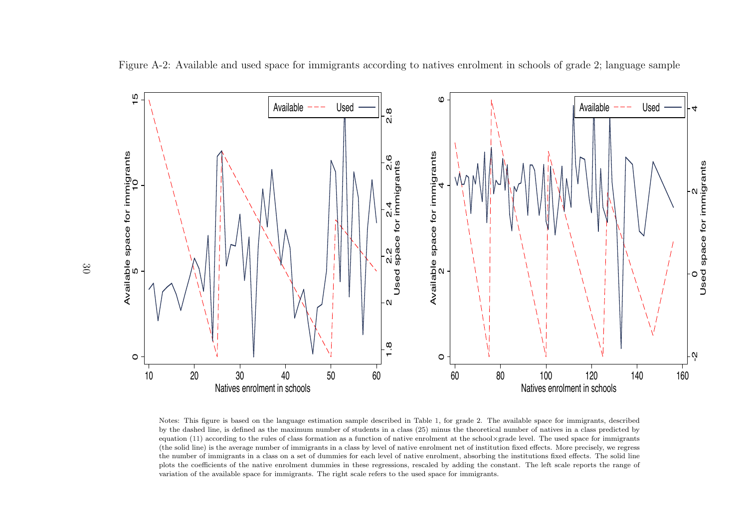Figure A-2: Available and used space for immigrants according to natives enrolment in schools of grade 2; language sample

Notes: This figure is based on the language estimation sample described in Table 1, for grade 2. The available space for immigrants, described by the dashed line, is defined as the maximum number of students in a class (25) minus the theoretical number of natives in a class predicted by equation (11) according to the rules of class formation as a function of native enrolment at the school×grade level. The used space for immigrants (the solid line) is the average number of immigrants in a class by level of native enrolment net of institution fixed effects. More precisely, we regress the number of immigrants in a class on a set of dummies for each level of native enrolment, absorbing the institutions fixed effects. The solid line plots the coefficients of the native enrolment dummies in these regressions, rescaled by adding the constant. The left scale reports the range of variation of the available space for immigrants. The right scale refers to the used space for immigrants.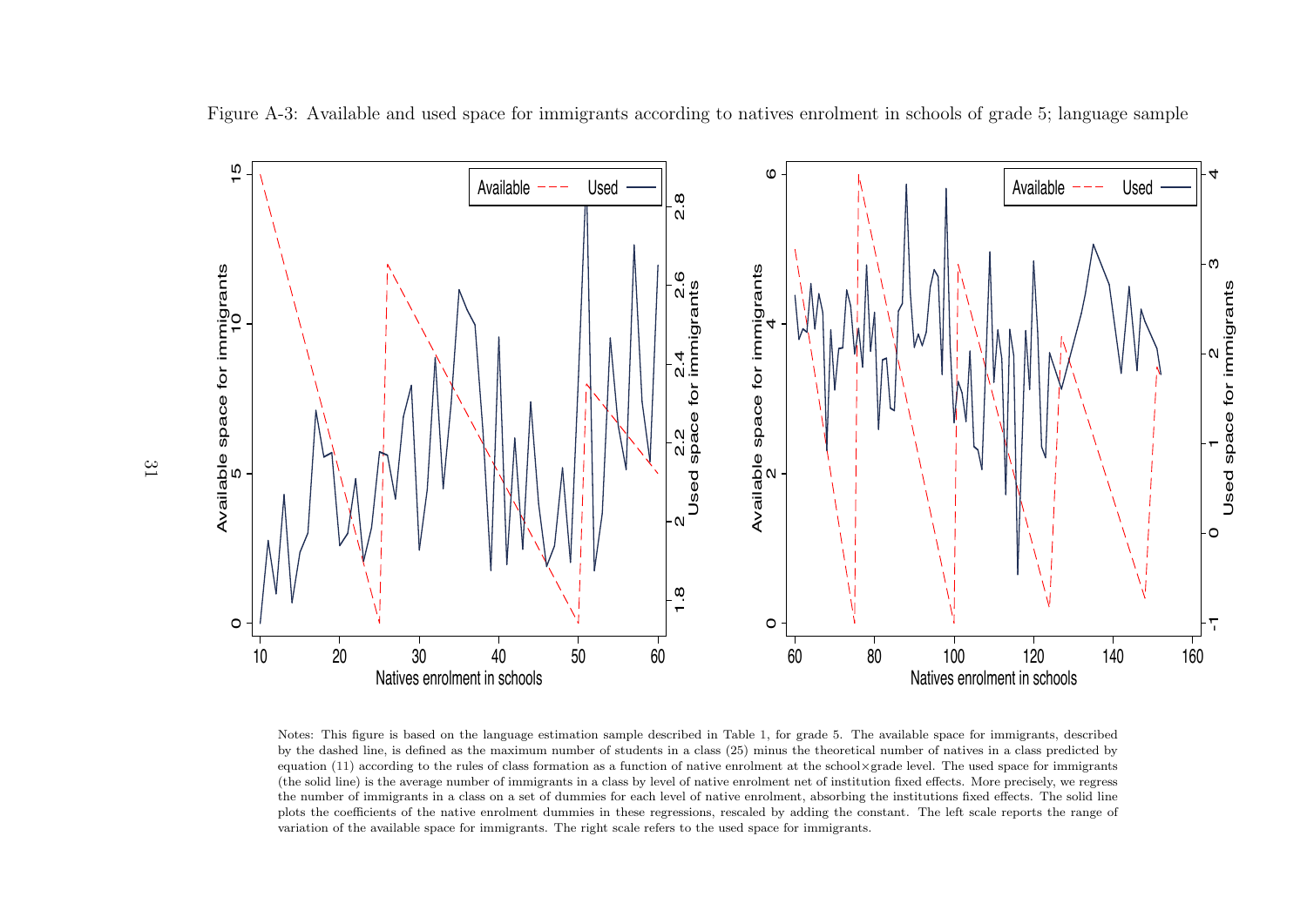Figure A-3: Available and used space for immigrants according to natives enrolment in schools of grade 5; language sample

Notes: This figure is based on the language estimation sample described in Table 1, for grade 5. The available space for immigrants, described by the dashed line, is defined as the maximum number of students in a class (25) minus the theoretical number of natives in a class predicted by equation (11) according to the rules of class formation as a function of native enrolment at the school×grade level. The used space for immigrants (the solid line) is the average number of immigrants in a class by level of native enrolment net of institution fixed effects. More precisely, we regress the number of immigrants in a class on a set of dummies for each level of native enrolment, absorbing the institutions fixed effects. The solid line plots the coefficients of the native enrolment dummies in these regressions, rescaled by adding the constant. The left scale reports the range of variation of the available space for immigrants. The right scale refers to the used space for immigrants.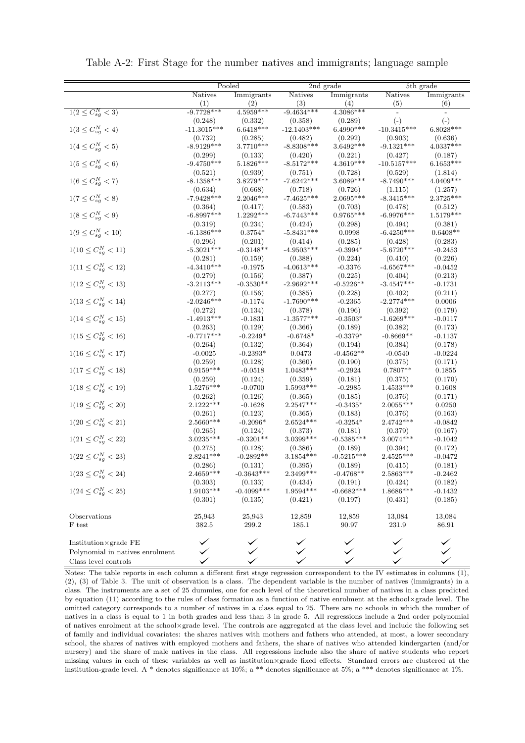Table A-2: First Stage for the number natives and immigrants; language sample

| | Pooled | | 2nd grade | | 5th grade | |
|---|---|---|---|---|---|---|
| | Natives | Immigrants | Natives | Immigrants | Natives | Immigrants |
| | (1) | (2) | (3) | (4) | (5) | (6) |
| $1(2 \leq C_{sg}^N < 3)$ | -9.7728*** | 4.5959*** | -9.4634*** | 4.3086*** | - | - |
| | (0.248) | (0.332) | (0.358) | (0.289) | (-) | (-) |
| $1(3 \leq C_{sg}^N < 4)$ | -11.3015*** | 6.6418*** | -12.1403*** | 6.4990*** | -10.3415*** | 6.8028*** |
| | (0.732) | (0.285) | (0.482) | (0.292) | (0.903) | (0.636) |
| $1(4 \leq C_{sg}^N < 5)$ | -8.9129*** | 3.7710*** | -8.8308*** | 3.6492*** | -9.1321*** | 4.0337*** |
| | (0.299) | (0.133) | (0.420) | (0.221) | (0.427) | (0.187) |
| $1(5 \leq C_{sg}^N < 6)$ | -9.4750*** | 5.1826*** | -8.5172*** | 4.3619*** | -10.5157*** | 6.1653*** |
| | (0.521) | (0.939) | (0.751) | (0.728) | (0.529) | (1.814) |
| $1(6 \leq C_{sg}^N < 7)$ | -8.1358*** | 3.8279*** | -7.6242*** | 3.6089*** | -8.7490*** | 4.0409*** |
| | (0.634) | (0.668) | (0.718) | (0.726) | (1.115) | (1.257) |
| $1(7 \leq C_{sg}^N < 8)$ | -7.9428*** | 2.2046*** | -7.4625*** | 2.0695*** | -8.3415*** | 2.3725*** |
| | (0.364) | (0.417) | (0.583) | (0.703) | (0.478) | (0.512) |
| $1(8 \leq C_{sg}^N < 9)$ | -6.8997*** | 1.2292*** | -6.7443*** | 0.9765*** | -6.9976*** | 1.5179*** |
| | (0.319) | (0.234) | (0.424) | (0.298) | (0.494) | (0.381) |
| $1(9 \leq C_{sg}^N < 10)$ | -6.1386*** | 0.3754* | -5.8431*** | 0.0998 | -6.4250*** | 0.6408** |
| | (0.296) | (0.201) | (0.414) | (0.285) | (0.428) | (0.283) |
| $1(10 \leq C_{sg}^N < 11)$ | -5.3021*** | -0.3148** | -4.9503*** | -0.3994* | -5.6720*** | -0.2453 |
| | (0.281) | (0.159) | (0.388) | (0.224) | (0.410) | (0.226) |
| $1(11 \leq C_{sg}^N < 12)$ | -4.3410*** | -0.1975 | -4.0613*** | -0.3376 | -4.6567*** | -0.0452 |
| | (0.279) | (0.156) | (0.387) | (0.225) | (0.404) | (0.213) |
| $1(12 \leq C_{sg}^N < 13)$ | -3.2113*** | -0.3530** | -2.9692*** | -0.5226** | -3.4547*** | -0.1731 |
| | (0.277) | (0.156) | (0.385) | (0.228) | (0.402) | (0.211) |
| $1(13 \leq C_{sg}^N < 14)$ | -2.0246*** | -0.1174 | -1.7690*** | -0.2365 | -2.2774*** | 0.0006 |
| | (0.272) | (0.134) | (0.378) | (0.196) | (0.392) | (0.179) |
| $1(14 \leq C_{sg}^N < 15)$ | -1.4913*** | -0.1831 | -1.3577*** | -0.3503* | -1.6269*** | -0.0117 |
| | (0.263) | (0.129) | (0.366) | (0.189) | (0.382) | (0.173) |
| $1(15 \leq C_{sg}^N < 16)$ | -0.7717*** | -0.2249* | -0.6748* | -0.3379* | -0.8669** | -0.1137 |
| | (0.264) | (0.132) | (0.364) | (0.194) | (0.384) | (0.178) |
| $1(16 \leq C_{sg}^N < 17)$ | -0.0025 | -0.2393* | 0.0473 | -0.4562** | -0.0540 | -0.0224 |
| | (0.259) | (0.128) | (0.360) | (0.190) | (0.375) | (0.171) |
| $1(17 \leq C_{sg}^N < 18)$ | 0.9159*** | -0.0518 | 1.0483*** | -0.2924 | 0.7807** | 0.1855 |
| | (0.259) | (0.124) | (0.359) | (0.181) | (0.375) | (0.170) |
| $1(18 \leq C_{sg}^N < 19)$ | 1.5276*** | -0.0700 | 1.5993*** | -0.2985 | 1.4533*** | 0.1608 |
| | (0.262) | (0.126) | (0.365) | (0.185) | (0.376) | (0.171) |
| $1(19 \leq C_{sg}^N < 20)$ | 2.1222*** | -0.1628 | 2.2547*** | -0.3435* | 2.0055*** | 0.0250 |
| | (0.261) | (0.123) | (0.365) | (0.183) | (0.376) | (0.163) |
| $1(20 \leq C_{sg}^N < 21)$ | 2.5660*** | -0.2096* | 2.6524*** | -0.3254* | 2.4742*** | -0.0842 |
| | (0.265) | (0.124) | (0.373) | (0.181) | (0.379) | (0.167) |
| $1(21 \leq C_{sg}^N < 22)$ | 3.0235*** | -0.3201** | 3.0399*** | -0.5385*** | 3.0074*** | -0.1042 |
| | (0.275) | (0.128) | (0.386) | (0.189) | (0.394) | (0.172) |
| $1(22 \leq C_{sg}^N < 23)$ | 2.8241*** | -0.2892** | 3.1854*** | -0.5215*** | 2.4525*** | -0.0472 |
| | (0.286) | (0.131) | (0.395) | (0.189) | (0.415) | (0.181) |
| $1(23 \leq C_{sg}^N < 24)$ | 2.4659*** | -0.3643*** | 2.3499*** | -0.4768** | 2.5863*** | -0.2462 |
| | (0.303) | (0.133) | (0.434) | (0.191) | (0.424) | (0.182) |
| $1(24 \leq C_{sg}^N < 25)$ | 1.9103*** | -0.4099*** | 1.9594*** | -0.6682*** | 1.8686*** | -0.1432 |
| | (0.301) | (0.135) | (0.421) | (0.197) | (0.431) | (0.185) |
| Observations | 25,943 | 25,943 | 12,859 | 12,859 | 13,084 | 13,084 |
| F test | 382.5 | 299.2 | 185.1 | 90.97 | 231.9 | 86.91 |
| Institution×grade FE | ✓ | ✓ | ✓ | ✓ | ✓ | ✓ |
| Polynomial in natives enrolment | ✓ | ✓ | ✓ | ✓ | ✓ | ✓ |
| Class level controls | ✓ | ✓ | ✓ | ✓ | ✓ | ✓ |

Notes: The table reports in each column a different first stage regression correspondent to the IV estimates in columns (1), (2), (3) of Table 3. The unit of observation is a class. The dependent variable is the number of natives (immigrants) in a class. The instruments are a set of 25 dummies, one for each level of the theoretical number of natives in a class predicted by equation (11) according to the rules of class formation as a function of native enrolment at the school×grade level. The omitted category corresponds to a number of natives in a class equal to 25. There are no schools in which the number of natives in a class is equal to 1 in both grades and less than 3 in grade 5. All regressions include a 2nd order polynomial of natives enrolment at the school×grade level. The controls are aggregated at the class level and include the following set of family and individual covariates: the shares natives with mothers and fathers who attended, at most, a lower secondary school, the shares of natives with employed mothers and fathers, the share of natives who attended kindergarten (and/or nursery) and the share of male natives in the class. All regressions include also the share of native students who report missing values in each of these variables as well as institution×grade fixed effects. Standard errors are clustered at the institution-grade level. A * denotes significance at 10%; a ** denotes significance at 5%; a *** denotes significance at 1%.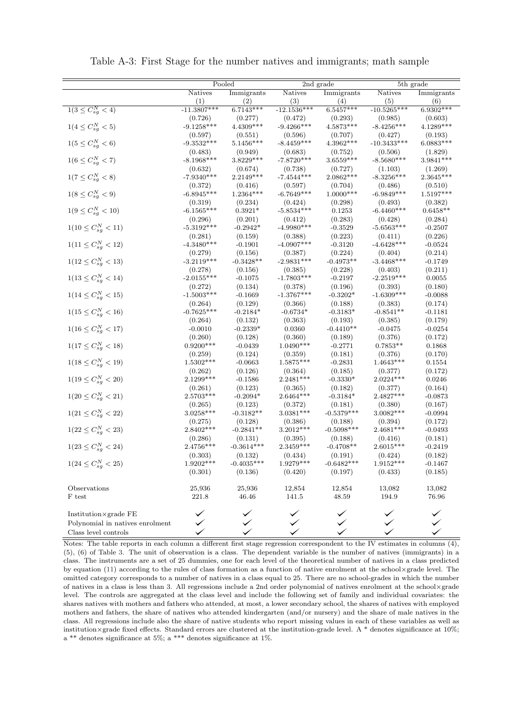Table A-3: First Stage for the number natives and immigrants; math sample

| | Pooled | | 2nd grade | | 5th grade | |
|---|---|---|---|---|---|---|
| | Natives | Immigrants | Natives | Immigrants | Natives | Immigrants |
| | (1) | (2) | (3) | (4) | (5) | (6) |
| $1(3 \leq C^N_{sg} < 4)$ | -11.3807*** | 6.7143*** | -12.1536*** | 6.5457*** | -10.5265*** | 6.9302*** |
| | (0.726) | (0.277) | (0.472) | (0.293) | (0.985) | (0.603) |
| $1(4 \leq C^N_{sg} < 5)$ | -9.1258*** | 4.4309*** | -9.4266*** | 4.5873*** | -8.4256*** | 4.1289*** |
| | (0.597) | (0.551) | (0.596) | (0.707) | (0.427) | (0.193) |
| $1(5 \leq C^N_{sg} < 6)$ | -9.3532*** | 5.1456*** | -8.4459*** | 4.3962*** | -10.3433*** | 6.0883*** |
| | (0.483) | (0.949) | (0.683) | (0.752) | (0.506) | (1.829) |
| $1(6 \leq C^N_{sg} < 7)$ | -8.1968*** | 3.8229*** | -7.8720*** | 3.6559*** | -8.5680*** | 3.9841*** |
| | (0.632) | (0.674) | (0.738) | (0.727) | (1.103) | (1.269) |
| $1(7 \leq C^N_{sg} < 8)$ | -7.9340*** | 2.2149*** | -7.4544*** | 2.0862*** | -8.3256*** | 2.3645*** |
| | (0.372) | (0.416) | (0.597) | (0.704) | (0.486) | (0.510) |
| $1(8 \leq C^N_{sg} < 9)$ | -6.8945*** | 1.2364*** | -6.7649*** | 1.0000*** | -6.9849*** | 1.5197*** |
| | (0.319) | (0.234) | (0.424) | (0.298) | (0.493) | (0.382) |
| $1(9 \leq C^N_{sg} < 10)$ | -6.1565*** | 0.3921* | -5.8534*** | 0.1253 | -6.4460*** | 0.6458** |
| | (0.296) | (0.201) | (0.412) | (0.283) | (0.428) | (0.284) |
| $1(10 \leq C^N_{sg} < 11)$ | -5.3192*** | -0.2942* | -4.9980*** | -0.3529 | -5.6563*** | -0.2507 |
| | (0.281) | (0.159) | (0.388) | (0.223) | (0.411) | (0.226) |
| $1(11 \leq C^N_{sg} < 12)$ | -4.3480*** | -0.1901 | -4.0907*** | -0.3120 | -4.6428*** | -0.0524 |
| | (0.279) | (0.156) | (0.387) | (0.224) | (0.404) | (0.214) |
| $1(12 \leq C^N_{sg} < 13)$ | -3.2119*** | -0.3428** | -2.9831*** | -0.4973** | -3.4468*** | -0.1749 |
| | (0.278) | (0.156) | (0.385) | (0.228) | (0.403) | (0.211) |
| $1(13 \leq C^N_{sg} < 14)$ | -2.0155*** | -0.1075 | -1.7803*** | -0.2197 | -2.2519*** | 0.0055 |
| | (0.272) | (0.134) | (0.378) | (0.196) | (0.393) | (0.180) |
| $1(14 \leq C^N_{sg} < 15)$ | -1.5003*** | -0.1669 | -1.3767*** | -0.3202* | -1.6309*** | -0.0088 |
| | (0.264) | (0.129) | (0.366) | (0.188) | (0.383) | (0.174) |
| $1(15 \leq C^N_{sg} < 16)$ | -0.7625*** | -0.2184* | -0.6734* | -0.3183* | -0.8541** | -0.1181 |
| | (0.264) | (0.132) | (0.363) | (0.193) | (0.385) | (0.179) |
| $1(16 \leq C^N_{sg} < 17)$ | -0.0010 | -0.2339* | 0.0360 | -0.4410** | -0.0475 | -0.0254 |
| | (0.260) | (0.128) | (0.360) | (0.189) | (0.376) | (0.172) |
| $1(17 \leq C^N_{sg} < 18)$ | 0.9200*** | -0.0439 | 1.0490*** | -0.2771 | 0.7853** | 0.1868 |
| | (0.259) | (0.124) | (0.359) | (0.181) | (0.376) | (0.170) |
| $1(18 \leq C^N_{sg} < 19)$ | 1.5302*** | -0.0663 | 1.5875*** | -0.2831 | 1.4643*** | 0.1554 |
| | (0.262) | (0.126) | (0.364) | (0.185) | (0.377) | (0.172) |
| $1(19 \leq C^N_{sg} < 20)$ | 2.1299*** | -0.1586 | 2.2481*** | -0.3330* | 2.0224*** | 0.0246 |
| | (0.261) | (0.123) | (0.365) | (0.182) | (0.377) | (0.164) |
| $1(20 \leq C^N_{sg} < 21)$ | 2.5703*** | -0.2094* | 2.6464*** | -0.3184* | 2.4827*** | -0.0873 |
| | (0.265) | (0.123) | (0.372) | (0.181) | (0.380) | (0.167) |
| $1(21 \leq C^N_{sg} < 22)$ | 3.0258*** | -0.3182** | 3.0381*** | -0.5379*** | 3.0082*** | -0.0994 |
| | (0.275) | (0.128) | (0.386) | (0.188) | (0.394) | (0.172) |
| $1(22 \leq C^N_{sg} < 23)$ | 2.8402*** | -0.2841** | 3.2012*** | -0.5098*** | 2.4681*** | -0.0493 |
| | (0.286) | (0.131) | (0.395) | (0.188) | (0.416) | (0.181) |
| $1(23 \leq C^N_{sg} < 24)$ | 2.4756*** | -0.3614*** | 2.3459*** | -0.4708** | 2.6015*** | -0.2419 |
| | (0.303) | (0.132) | (0.434) | (0.191) | (0.424) | (0.182) |
| $1(24 \leq C^N_{sg} < 25)$ | 1.9202*** | -0.4035*** | 1.9279*** | -0.6482*** | 1.9152*** | -0.1467 |
| | (0.301) | (0.136) | (0.420) | (0.197) | (0.433) | (0.185) |
| Observations | 25,936 | 25,936 | 12,854 | 12,854 | 13,082 | 13,082 |
| F test | 221.8 | 46.46 | 141.5 | 48.59 | 194.9 | 76.96 |
| Institution×grade FE | ✓ | ✓ | ✓ | ✓ | ✓ | ✓ |
| Polynomial in natives enrolment | ✓ | ✓ | ✓ | ✓ | ✓ | ✓ |
| Class level controls | ✓ | ✓ | ✓ | ✓ | ✓ | ✓ |

Notes: The table reports in each column a different first stage regression correspondent to the IV estimates in columns (4), (5), (6) of Table 3. The unit of observation is a class. The dependent variable is the number of natives (immigrants) in a class. The instruments are a set of 25 dummies, one for each level of the theoretical number of natives in a class predicted by equation (11) according to the rules of class formation as a function of native enrolment at the school×grade level. The omitted category corresponds to a number of natives in a class equal to 25. There are no school-grades in which the number of natives in a class is less than 3. All regressions include a 2nd order polynomial of natives enrolment at the school×grade level. The controls are aggregated at the class level and include the following set of family and individual covariates: the shares natives with mothers and fathers who attended, at most, a lower secondary school, the shares of natives with employed mothers and fathers, the share of natives who attended kindergarten (and/or nursery) and the share of male natives in the class. All regressions include also the share of native students who report missing values in each of these variables as well as institution×grade fixed effects. Standard errors are clustered at the institution-grade level. A * denotes significance at 10%; a ** denotes significance at 5%; a *** denotes significance at 1%.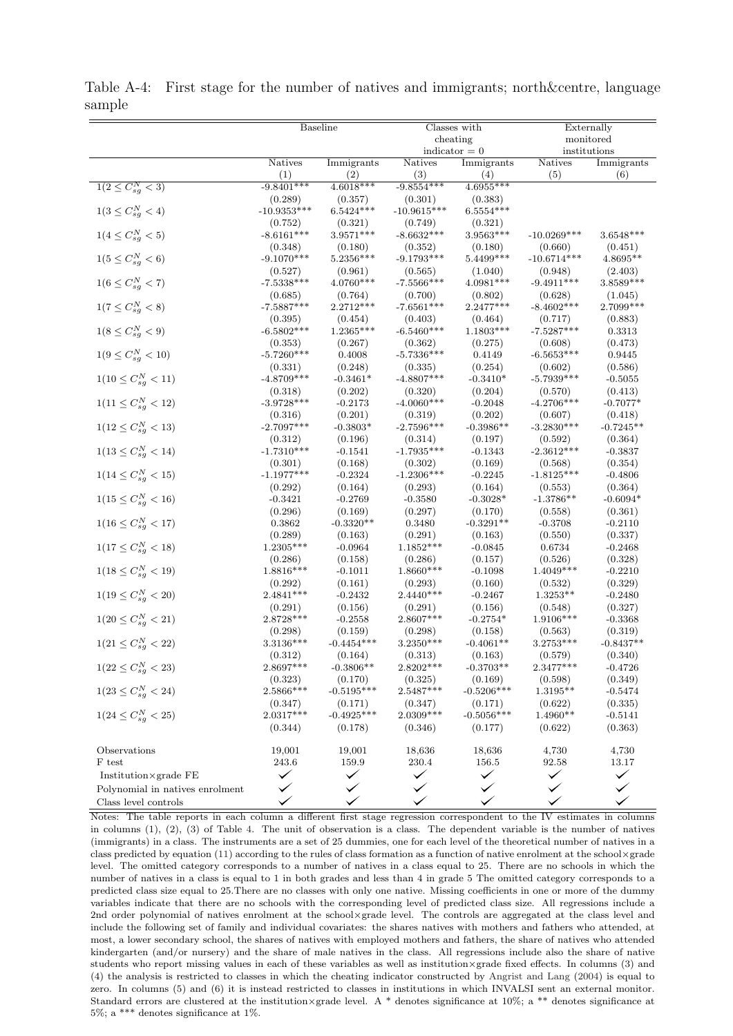Table A-4: First stage for the number of natives and immigrants; north&centre, language sample

| | Baseline | | Classes with cheating indicator = 0 | | Externally monitored institutions | |
|---|---|---|---|---|---|---|
| | Natives | Immigrants | Natives | Immigrants | Natives | Immigrants |
| | (1) | (2) | (3) | (4) | (5) | (6) |
| $1(2 \leq C^N_{sg} < 3)$ | -9.8401*** | 4.6018*** | -9.8554*** | 4.6955*** | | |
| | (0.289) | (0.357) | (0.301) | (0.383) | | |
| $1(3 \leq C^N_{sg} < 4)$ | -10.9353*** | 6.5424*** | -10.9615*** | 6.5554*** | | |
| | (0.752) | (0.321) | (0.749) | (0.321) | | |
| $1(4 \leq C^N_{sg} < 5)$ | -8.6161*** | 3.9571*** | -8.6632*** | 3.9563*** | -10.0269*** | 3.6548*** |
| | (0.348) | (0.180) | (0.352) | (0.180) | (0.660) | (0.451) |
| $1(5 \leq C^N_{sg} < 6)$ | -9.1070*** | 5.2356*** | -9.1793*** | 5.4499*** | -10.6714*** | 4.8695** |
| | (0.527) | (0.961) | (0.565) | (1.040) | (0.948) | (2.403) |
| $1(6 \leq C^N_{sg} < 7)$ | -7.5338*** | 4.0760*** | -7.5566*** | 4.0981*** | -9.4911*** | 3.8589*** |
| | (0.685) | (0.764) | (0.700) | (0.802) | (0.628) | (1.045) |
| $1(7 \leq C^N_{sg} < 8)$ | -7.5887*** | 2.2712*** | -7.6561*** | 2.2477*** | -8.4602*** | 2.7099*** |
| | (0.395) | (0.454) | (0.403) | (0.464) | (0.717) | (0.883) |
| $1(8 \leq C^N_{sg} < 9)$ | -6.5802*** | 1.2365*** | -6.5460*** | 1.1803*** | -7.5287*** | 0.3313 |
| | (0.353) | (0.267) | (0.362) | (0.275) | (0.608) | (0.473) |
| $1(9 \leq C^N_{sg} < 10)$ | -5.7260*** | 0.4008 | -5.7336*** | 0.4149 | -6.5653*** | 0.9445 |
| | (0.331) | (0.248) | (0.335) | (0.254) | (0.602) | (0.586) |
| $1(10 \leq C^N_{sg} < 11)$ | -4.8709*** | -0.3461* | -4.8807*** | -0.3410* | -5.7939*** | -0.5055 |
| | (0.318) | (0.202) | (0.320) | (0.204) | (0.570) | (0.413) |
| $1(11 \leq C^N_{sg} < 12)$ | -3.9728*** | -0.2173 | -4.0060*** | -0.2048 | -4.2706*** | -0.7077* |
| | (0.316) | (0.201) | (0.319) | (0.202) | (0.607) | (0.418) |
| $1(12 \leq C^N_{sg} < 13)$ | -2.7097*** | -0.3803* | -2.7596*** | -0.3986** | -3.2830*** | -0.7245** |
| | (0.312) | (0.196) | (0.314) | (0.197) | (0.592) | (0.364) |
| $1(13 \leq C^N_{sg} < 14)$ | -1.7310*** | -0.1541 | -1.7935*** | -0.1343 | -2.3612*** | -0.3837 |
| | (0.301) | (0.168) | (0.302) | (0.169) | (0.568) | (0.354) |
| $1(14 \leq C^N_{sg} < 15)$ | -1.1977*** | -0.2324 | -1.2306*** | -0.2245 | -1.8125*** | -0.4806 |
| | (0.292) | (0.164) | (0.293) | (0.164) | (0.553) | (0.364) |
| $1(15 \leq C^N_{sg} < 16)$ | -0.3421 | -0.2769 | -0.3580 | -0.3028* | -1.3786** | -0.6094* |
| | (0.296) | (0.169) | (0.297) | (0.170) | (0.558) | (0.361) |
| $1(16 \leq C^N_{sg} < 17)$ | 0.3862 | -0.3320** | 0.3480 | -0.3291** | -0.3708 | -0.2110 |
| | (0.289) | (0.163) | (0.291) | (0.163) | (0.550) | (0.337) |
| $1(17 \leq C^N_{sg} < 18)$ | 1.2305*** | -0.0964 | 1.1852*** | -0.0845 | 0.6734 | -0.2468 |
| | (0.286) | (0.158) | (0.286) | (0.157) | (0.526) | (0.328) |
| $1(18 \leq C^N_{sg} < 19)$ | 1.8816*** | -0.1011 | 1.8660*** | -0.1098 | 1.4049*** | -0.2210 |
| | (0.292) | (0.161) | (0.293) | (0.160) | (0.532) | (0.329) |
| $1(19 \leq C^N_{sg} < 20)$ | 2.4841*** | -0.2432 | 2.4440*** | -0.2467 | 1.3253** | -0.2480 |
| | (0.291) | (0.156) | (0.291) | (0.156) | (0.548) | (0.327) |
| $1(20 \leq C^N_{sg} < 21)$ | 2.8728*** | -0.2558 | 2.8607*** | -0.2754* | 1.9106*** | -0.3368 |
| | (0.298) | (0.159) | (0.298) | (0.158) | (0.563) | (0.319) |
| $1(21 \leq C^N_{sg} < 22)$ | 3.3136*** | -0.4454*** | 3.2350*** | -0.4061** | 3.2753*** | -0.8437** |
| | (0.312) | (0.164) | (0.313) | (0.163) | (0.579) | (0.340) |
| $1(22 \leq C^N_{sg} < 23)$ | 2.8697*** | -0.3806** | 2.8202*** | -0.3703** | 2.3477*** | -0.4726 |
| | (0.323) | (0.170) | (0.325) | (0.169) | (0.598) | (0.349) |
| $1(23 \leq C^N_{sg} < 24)$ | 2.5866*** | -0.5195*** | 2.5487*** | -0.5206*** | 1.3195** | -0.5474 |
| | (0.347) | (0.171) | (0.347) | (0.171) | (0.622) | (0.335) |
| $1(24 \leq C^N_{sg} < 25)$ | 2.0317*** | -0.4925*** | 2.0309*** | -0.5056*** | 1.4960** | -0.5141 |
| | (0.344) | (0.178) | (0.346) | (0.177) | (0.622) | (0.363) |
| Observations | 19,001 | 19,001 | 18,636 | 18,636 | 4,730 | 4,730 |
| F test | 243.6 | 159.9 | 230.4 | 156.5 | 92.58 | 13.17 |
| Institution×grade FE | ✓ | ✓ | ✓ | ✓ | ✓ | ✓ |
| Polynomial in natives enrolment | ✓ | ✓ | ✓ | ✓ | ✓ | ✓ |
| Class level controls | ✓ | ✓ | ✓ | ✓ | ✓ | ✓ |

Notes: The table reports in each column a different first stage regression correspondent to the IV estimates in columns in columns (1), (2), (3) of Table 4. The unit of observation is a class. The dependent variable is the number of natives (immigrants) in a class. The instruments are a set of 25 dummies, one for each level of the theoretical number of natives in a class predicted by equation (11) according to the rules of class formation as a function of native enrolment at the school×grade level. The omitted category corresponds to a number of natives in a class equal to 25. There are no schools in which the number of natives in a class is equal to 1 in both grades and less than 4 in grade 5 The omitted category corresponds to a predicted class size equal to 25.There are no classes with only one native. Missing coefficients in one or more of the dummy variables indicate that there are no schools with the corresponding level of predicted class size. All regressions include a 2nd order polynomial of natives enrolment at the school×grade level. The controls are aggregated at the class level and include the following set of family and individual covariates: the shares natives with mothers and fathers who attended, at most, a lower secondary school, the shares of natives with employed mothers and fathers, the share of natives who attended kindergarten (and/or nursery) and the share of male natives in the class. All regressions include also the share of native students who report missing values in each of these variables as well as institution×grade fixed effects. In columns (3) and (4) the analysis is restricted to classes in which the cheating indicator constructed by Angrist and Lang (2004) is equal to zero. In columns (5) and (6) it is instead restricted to classes in institutions in which INVALSI sent an external monitor. Standard errors are clustered at the institution×grade level. A * denotes significance at 10%; a ** denotes significance at 5%; a *** denotes significance at 1%.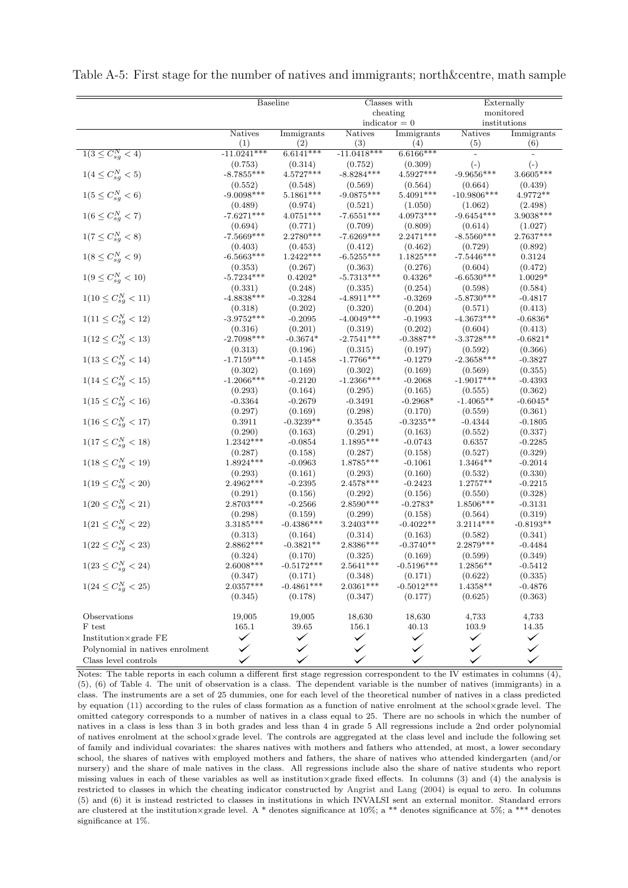Table A-5: First stage for the number of natives and immigrants; north&centre, math sample

| | Baseline | | Classes with cheating indicator = 0 | | Externally monitored institutions | |
|---|---|---|---|---|---|---|
| | Natives | Immigrants | Natives | Immigrants | Natives | Immigrants |
| | (1) | (2) | (3) | (4) | (5) | (6) |
| $1(3 \leq C^N_{sg} < 4)$ | -11.0241*** | 6.6141*** | -11.0418*** | 6.6166*** | - | - |
| | (0.753) | (0.314) | (0.752) | (0.309) | (-) | (-) |
| $1(4 \leq C^N_{sg} < 5)$ | -8.7855*** | 4.5727*** | -8.8284*** | 4.5927*** | -9.9656*** | 3.6605*** |
| | (0.552) | (0.548) | (0.569) | (0.564) | (0.664) | (0.439) |
| $1(5 \leq C^N_{sg} < 6)$ | -9.0098*** | 5.1861*** | -9.0875*** | 5.4091*** | -10.9806*** | 4.9772** |
| | (0.489) | (0.974) | (0.521) | (1.050) | (1.062) | (2.498) |
| $1(6 \leq C^N_{sg} < 7)$ | -7.6271*** | 4.0751*** | -7.6551*** | 4.0973*** | -9.6454*** | 3.9038*** |
| | (0.694) | (0.771) | (0.709) | (0.809) | (0.614) | (1.027) |
| $1(7 \leq C^N_{sg} < 8)$ | -7.5669*** | 2.2780*** | -7.6269*** | 2.2471*** | -8.5560*** | 2.7637*** |
| | (0.403) | (0.453) | (0.412) | (0.462) | (0.729) | (0.892) |
| $1(8 \leq C^N_{sg} < 9)$ | -6.5663*** | 1.2422*** | -6.5255*** | 1.1825*** | -7.5446*** | 0.3124 |
| | (0.353) | (0.267) | (0.363) | (0.276) | (0.604) | (0.472) |
| $1(9 \leq C^N_{sg} < 10)$ | -5.7234*** | 0.4202* | -5.7313*** | 0.4326* | -6.6530*** | 1.0029* |
| | (0.331) | (0.248) | (0.335) | (0.254) | (0.598) | (0.584) |
| $1(10 \leq C^N_{sg} < 11)$ | -4.8838*** | -0.3284 | -4.8911*** | -0.3269 | -5.8730*** | -0.4817 |
| | (0.318) | (0.202) | (0.320) | (0.204) | (0.571) | (0.413) |
| $1(11 \leq C^N_{sg} < 12)$ | -3.9752*** | -0.2095 | -4.0049*** | -0.1993 | -4.3673*** | -0.6836* |
| | (0.316) | (0.201) | (0.319) | (0.202) | (0.604) | (0.413) |
| $1(12 \leq C^N_{sg} < 13)$ | -2.7098*** | -0.3674* | -2.7541*** | -0.3887** | -3.3728*** | -0.6821* |
| | (0.313) | (0.196) | (0.315) | (0.197) | (0.592) | (0.366) |
| $1(13 \leq C^N_{sg} < 14)$ | -1.7159*** | -0.1458 | -1.7766*** | -0.1279 | -2.3658*** | -0.3827 |
| | (0.302) | (0.169) | (0.302) | (0.169) | (0.569) | (0.355) |
| $1(14 \leq C^N_{sg} < 15)$ | -1.2066*** | -0.2120 | -1.2366*** | -0.2068 | -1.9017*** | -0.4393 |
| | (0.293) | (0.164) | (0.295) | (0.165) | (0.555) | (0.362) |
| $1(15 \leq C^N_{sg} < 16)$ | -0.3364 | -0.2679 | -0.3491 | -0.2968* | -1.4065** | -0.6045* |
| | (0.297) | (0.169) | (0.298) | (0.170) | (0.559) | (0.361) |
| $1(16 \leq C^N_{sg} < 17)$ | 0.3911 | -0.3239** | 0.3545 | -0.3235** | -0.4344 | -0.1805 |
| | (0.290) | (0.163) | (0.291) | (0.163) | (0.552) | (0.337) |
| $1(17 \leq C^N_{sg} < 18)$ | 1.2342*** | -0.0854 | 1.1895*** | -0.0743 | 0.6357 | -0.2285 |
| | (0.287) | (0.158) | (0.287) | (0.158) | (0.527) | (0.329) |
| $1(18 \leq C^N_{sg} < 19)$ | 1.8924*** | -0.0963 | 1.8785*** | -0.1061 | 1.3464** | -0.2014 |
| | (0.293) | (0.161) | (0.293) | (0.160) | (0.532) | (0.330) |
| $1(19 \leq C^N_{sg} < 20)$ | 2.4962*** | -0.2395 | 2.4578*** | -0.2423 | 1.2757** | -0.2215 |
| | (0.291) | (0.156) | (0.292) | (0.156) | (0.550) | (0.328) |
| $1(20 \leq C^N_{sg} < 21)$ | 2.8703*** | -0.2566 | 2.8590*** | -0.2783* | 1.8506*** | -0.3131 |
| | (0.298) | (0.159) | (0.299) | (0.158) | (0.564) | (0.319) |
| $1(21 \leq C^N_{sg} < 22)$ | 3.3185*** | -0.4386*** | 3.2403*** | -0.4022** | 3.2114*** | -0.8193** |
| | (0.313) | (0.164) | (0.314) | (0.163) | (0.582) | (0.341) |
| $1(22 \leq C^N_{sg} < 23)$ | 2.8862*** | -0.3821** | 2.8386*** | -0.3740** | 2.2879*** | -0.4484 |
| | (0.324) | (0.170) | (0.325) | (0.169) | (0.599) | (0.349) |
| $1(23 \leq C^N_{sg} < 24)$ | 2.6008*** | -0.5172*** | 2.5641*** | -0.5196*** | 1.2856** | -0.5412 |
| | (0.347) | (0.171) | (0.348) | (0.171) | (0.622) | (0.335) |
| $1(24 \leq C^N_{sg} < 25)$ | 2.0357*** | -0.4861*** | 2.0361*** | -0.5012*** | 1.4358** | -0.4876 |
| | (0.345) | (0.178) | (0.347) | (0.177) | (0.625) | (0.363) |
| Observations | 19,005 | 19,005 | 18,630 | 18,630 | 4,733 | 4,733 |
| F test | 165.1 | 39.65 | 156.1 | 40.13 | 103.9 | 14.35 |
| Institution×grade FE | ✓ | ✓ | ✓ | ✓ | ✓ | ✓ |
| Polynomial in natives enrolment | ✓ | ✓ | ✓ | ✓ | ✓ | ✓ |
| Class level controls | ✓ | ✓ | ✓ | ✓ | ✓ | ✓ |

Notes: The table reports in each column a different first stage regression correspondent to the IV estimates in columns (4), (5), (6) of Table 4. The unit of observation is a class. The dependent variable is the number of natives (immigrants) in a class. The instruments are a set of 25 dummies, one for each level of the theoretical number of natives in a class predicted by equation (11) according to the rules of class formation as a function of native enrolment at the school×grade level. The omitted category corresponds to a number of natives in a class equal to 25. There are no schools in which the number of natives in a class is less than 3 in both grades and less than 4 in grade 5 All regressions include a 2nd order polynomial of natives enrolment at the school×grade level. The controls are aggregated at the class level and include the following set of family and individual covariates: the shares natives with mothers and fathers who attended, at most, a lower secondary school, the shares of natives with employed mothers and fathers, the share of natives who attended kindergarten (and/or nursery) and the share of male natives in the class. All regressions include also the share of native students who report missing values in each of these variables as well as institution×grade fixed effects. In columns (3) and (4) the analysis is restricted to classes in which the cheating indicator constructed by Angrist and Lang (2004) is equal to zero. In columns (5) and (6) it is instead restricted to classes in institutions in which INVALSI sent an external monitor. Standard errors are clustered at the institution×grade level. A * denotes significance at 10%; a ** denotes significance at 5%; a *** denotes significance at 1%.